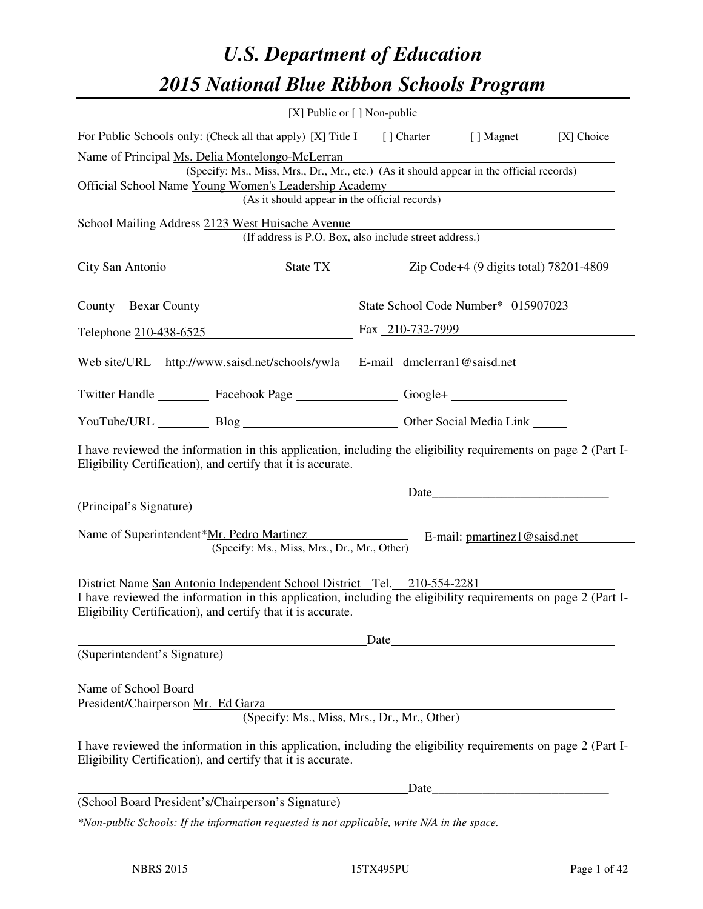# U.S. Department of Education
# 2015 National Blue Ribbon Schools Program

[X] Public or [ ] Non-public

For Public Schools only: (Check all that apply) [X] Title I [ ] Charter [ ] Magnet [X] Choice

Name of Principal Ms. Delia Montelongo-McLerran
(Specify: Ms., Miss, Mrs., Dr., Mr., etc.) (As it should appear in the official records)

Official School Name Young Women's Leadership Academy
(As it should appear in the official records)

School Mailing Address 2123 West Huisache Avenue
(If address is P.O. Box, also include street address.)

City San Antonio State TX Zip Code+4 (9 digits total) 78201-4809

County Bexar County State School Code Number* 015907023

Telephone 210-438-6525 Fax 210-732-7999

Web site/URL http://www.saisd.net/schools/ywla E-mail dmclerran1@saisd.net

Twitter Handle ________ Facebook Page ________ Google+ ________

YouTube/URL ________ Blog ________ Other Social Media Link ________

I have reviewed the information in this application, including the eligibility requirements on page 2 (Part I-Eligibility Certification), and certify that it is accurate.

_______________________________ Date ________________
(Principal's Signature)

Name of Superintendent* Mr. Pedro Martinez E-mail: pmartinez1@saisd.net
(Specify: Ms., Miss, Mrs., Dr., Mr., Other)

District Name San Antonio Independent School District Tel. 210-554-2281

I have reviewed the information in this application, including the eligibility requirements on page 2 (Part I-Eligibility Certification), and certify that it is accurate.

_______________________________ Date ________________
(Superintendent's Signature)

Name of School Board
President/Chairperson Mr. Ed Garza
(Specify: Ms., Miss, Mrs., Dr., Mr., Other)

I have reviewed the information in this application, including the eligibility requirements on page 2 (Part I-Eligibility Certification), and certify that it is accurate.

_______________________________ Date ________________
(School Board President's/Chairperson's Signature)

*\*Non-public Schools: If the information requested is not applicable, write N/A in the space.*

NBRS 2015 15TX495PU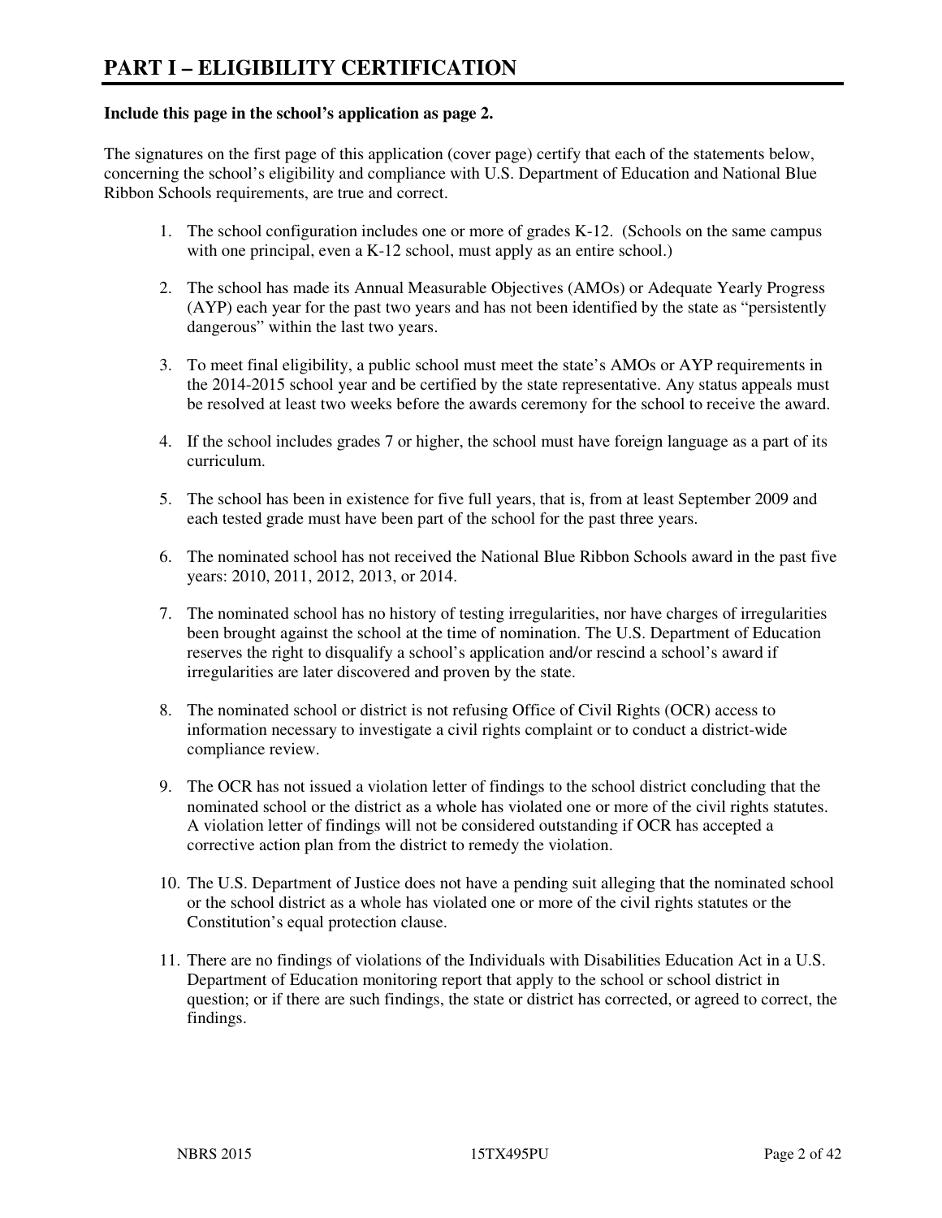# PART I – ELIGIBILITY CERTIFICATION

**Include this page in the school's application as page 2.**

The signatures on the first page of this application (cover page) certify that each of the statements below, concerning the school's eligibility and compliance with U.S. Department of Education and National Blue Ribbon Schools requirements, are true and correct.

1. The school configuration includes one or more of grades K-12. (Schools on the same campus with one principal, even a K-12 school, must apply as an entire school.)

2. The school has made its Annual Measurable Objectives (AMOs) or Adequate Yearly Progress (AYP) each year for the past two years and has not been identified by the state as "persistently dangerous" within the last two years.

3. To meet final eligibility, a public school must meet the state's AMOs or AYP requirements in the 2014-2015 school year and be certified by the state representative. Any status appeals must be resolved at least two weeks before the awards ceremony for the school to receive the award.

4. If the school includes grades 7 or higher, the school must have foreign language as a part of its curriculum.

5. The school has been in existence for five full years, that is, from at least September 2009 and each tested grade must have been part of the school for the past three years.

6. The nominated school has not received the National Blue Ribbon Schools award in the past five years: 2010, 2011, 2012, 2013, or 2014.

7. The nominated school has no history of testing irregularities, nor have charges of irregularities been brought against the school at the time of nomination. The U.S. Department of Education reserves the right to disqualify a school's application and/or rescind a school's award if irregularities are later discovered and proven by the state.

8. The nominated school or district is not refusing Office of Civil Rights (OCR) access to information necessary to investigate a civil rights complaint or to conduct a district-wide compliance review.

9. The OCR has not issued a violation letter of findings to the school district concluding that the nominated school or the district as a whole has violated one or more of the civil rights statutes. A violation letter of findings will not be considered outstanding if OCR has accepted a corrective action plan from the district to remedy the violation.

10. The U.S. Department of Justice does not have a pending suit alleging that the nominated school or the school district as a whole has violated one or more of the civil rights statutes or the Constitution's equal protection clause.

11. There are no findings of violations of the Individuals with Disabilities Education Act in a U.S. Department of Education monitoring report that apply to the school or school district in question; or if there are such findings, the state or district has corrected, or agreed to correct, the findings.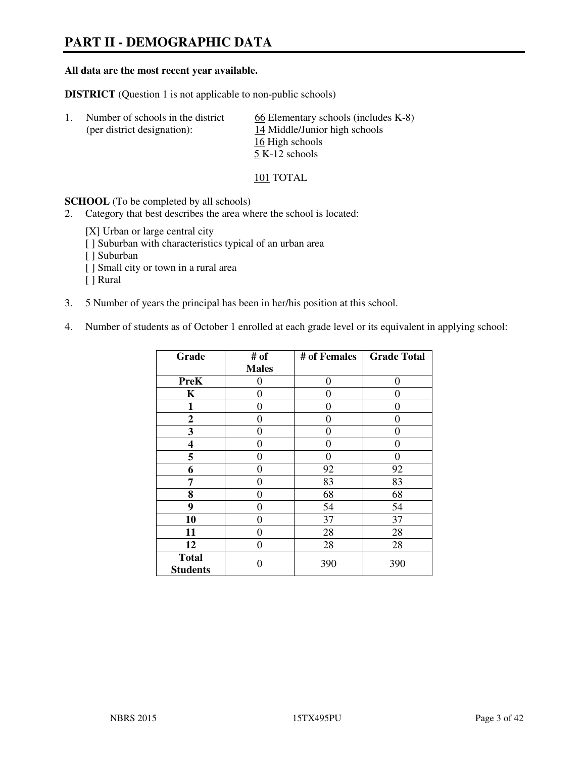# PART II - DEMOGRAPHIC DATA

**All data are the most recent year available.**

**DISTRICT** (Question 1 is not applicable to non-public schools)

1. Number of schools in the district (per district designation):
   - 66 Elementary schools (includes K-8)
   - 14 Middle/Junior high schools
   - 16 High schools
   - 5 K-12 schools

   101 TOTAL

**SCHOOL** (To be completed by all schools)

2. Category that best describes the area where the school is located:

   [X] Urban or large central city
   [ ] Suburban with characteristics typical of an urban area
   [ ] Suburban
   [ ] Small city or town in a rural area
   [ ] Rural

3. 5 Number of years the principal has been in her/his position at this school.

4. Number of students as of October 1 enrolled at each grade level or its equivalent in applying school:

| Grade | # of Males | # of Females | Grade Total |
|---|---|---|---|
| **PreK** | 0 | 0 | 0 |
| **K** | 0 | 0 | 0 |
| **1** | 0 | 0 | 0 |
| **2** | 0 | 0 | 0 |
| **3** | 0 | 0 | 0 |
| **4** | 0 | 0 | 0 |
| **5** | 0 | 0 | 0 |
| **6** | 0 | 92 | 92 |
| **7** | 0 | 83 | 83 |
| **8** | 0 | 68 | 68 |
| **9** | 0 | 54 | 54 |
| **10** | 0 | 37 | 37 |
| **11** | 0 | 28 | 28 |
| **12** | 0 | 28 | 28 |
| **Total Students** | 0 | 390 | 390 |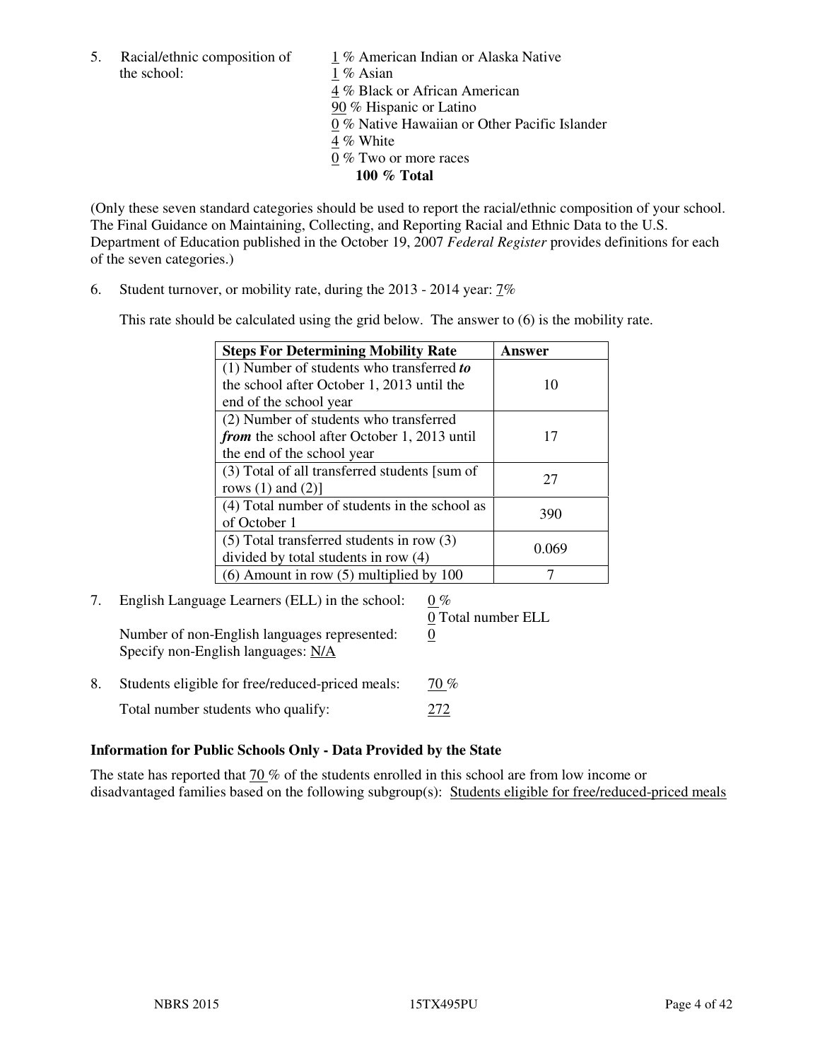5. Racial/ethnic composition of the school:

1 % American Indian or Alaska Native
1 % Asian
4 % Black or African American
90 % Hispanic or Latino
0 % Native Hawaiian or Other Pacific Islander
4 % White
0 % Two or more races
**100 % Total**

(Only these seven standard categories should be used to report the racial/ethnic composition of your school. The Final Guidance on Maintaining, Collecting, and Reporting Racial and Ethnic Data to the U.S. Department of Education published in the October 19, 2007 *Federal Register* provides definitions for each of the seven categories.)

6. Student turnover, or mobility rate, during the 2013 - 2014 year: 7%

This rate should be calculated using the grid below. The answer to (6) is the mobility rate.

| Steps For Determining Mobility Rate | Answer |
|---|---|
| (1) Number of students who transferred ***to*** the school after October 1, 2013 until the end of the school year | 10 |
| (2) Number of students who transferred ***from*** the school after October 1, 2013 until the end of the school year | 17 |
| (3) Total of all transferred students [sum of rows (1) and (2)] | 27 |
| (4) Total number of students in the school as of October 1 | 390 |
| (5) Total transferred students in row (3) divided by total students in row (4) | 0.069 |
| (6) Amount in row (5) multiplied by 100 | 7 |

7. English Language Learners (ELL) in the school: 0 %
0 Total number ELL
Number of non-English languages represented: 0
Specify non-English languages: N/A

8. Students eligible for free/reduced-priced meals: 70 %
Total number students who qualify: 272

**Information for Public Schools Only - Data Provided by the State**

The state has reported that 70 % of the students enrolled in this school are from low income or disadvantaged families based on the following subgroup(s): Students eligible for free/reduced-priced meals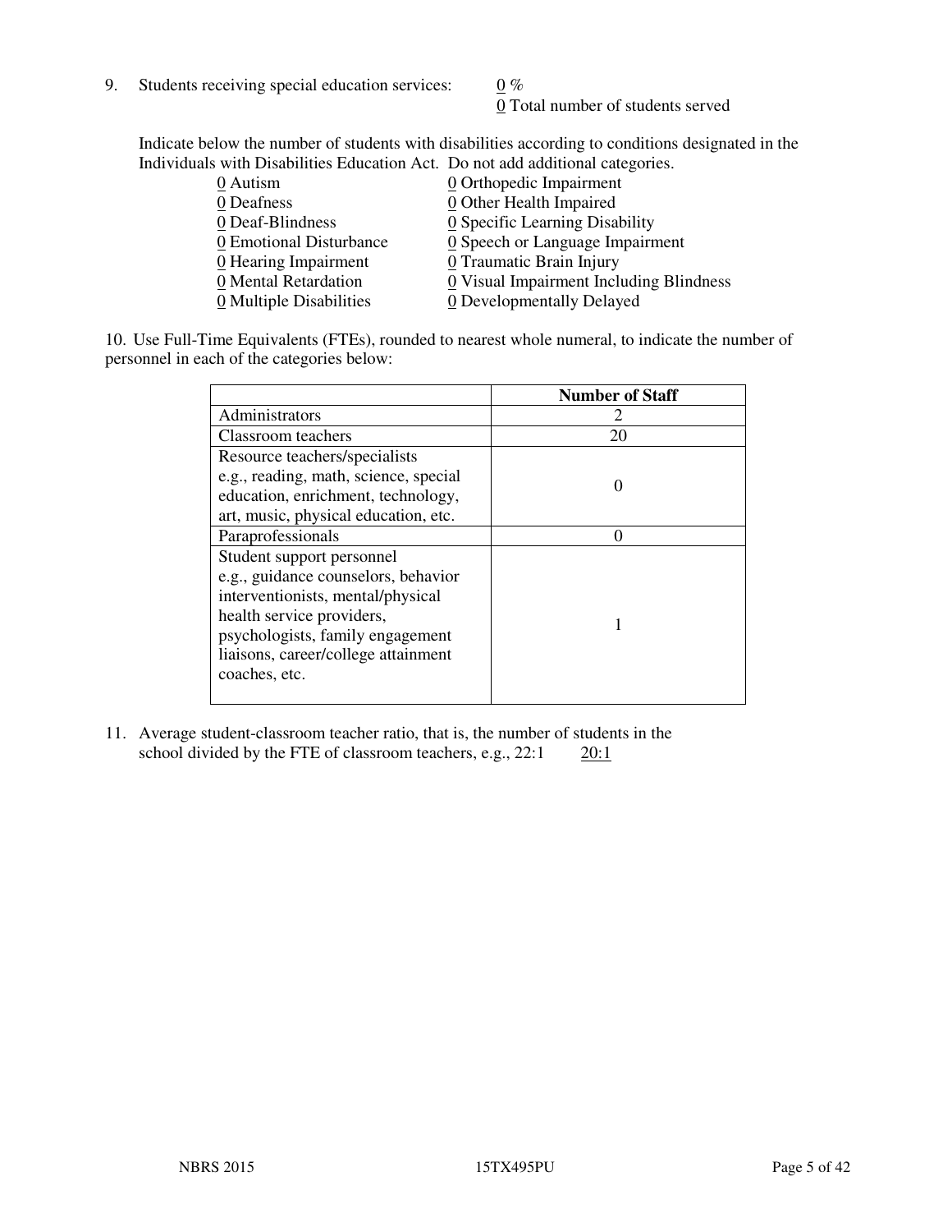9. Students receiving special education services: 0 %
   0 Total number of students served

Indicate below the number of students with disabilities according to conditions designated in the Individuals with Disabilities Education Act. Do not add additional categories.

0 Autism
0 Deafness
0 Deaf-Blindness
0 Emotional Disturbance
0 Hearing Impairment
0 Mental Retardation
0 Multiple Disabilities
0 Orthopedic Impairment
0 Other Health Impaired
0 Specific Learning Disability
0 Speech or Language Impairment
0 Traumatic Brain Injury
0 Visual Impairment Including Blindness
0 Developmentally Delayed

10. Use Full-Time Equivalents (FTEs), rounded to nearest whole numeral, to indicate the number of personnel in each of the categories below:

| | Number of Staff |
|---|---|
| Administrators | 2 |
| Classroom teachers | 20 |
| Resource teachers/specialists e.g., reading, math, science, special education, enrichment, technology, art, music, physical education, etc. | 0 |
| Paraprofessionals | 0 |
| Student support personnel e.g., guidance counselors, behavior interventionists, mental/physical health service providers, psychologists, family engagement liaisons, career/college attainment coaches, etc. | 1 |

11. Average student-classroom teacher ratio, that is, the number of students in the school divided by the FTE of classroom teachers, e.g., 22:1 20:1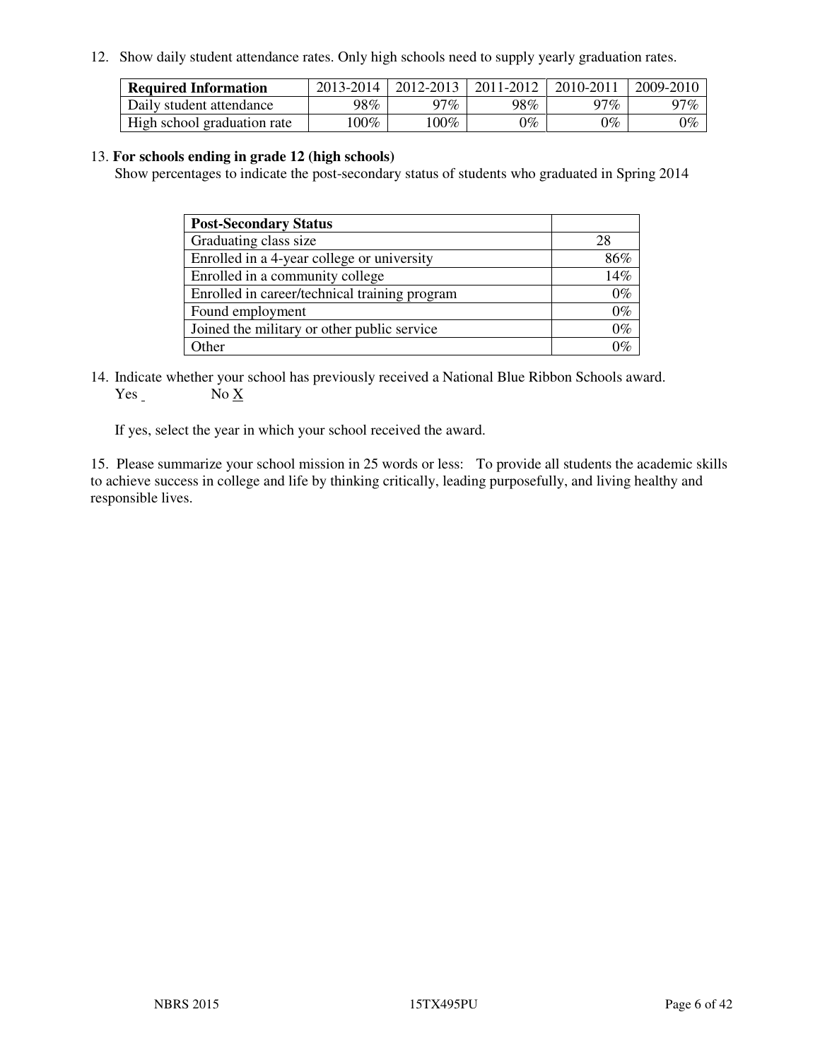12. Show daily student attendance rates. Only high schools need to supply yearly graduation rates.

| **Required Information** | 2013-2014 | 2012-2013 | 2011-2012 | 2010-2011 | 2009-2010 |
|---|---|---|---|---|---|
| Daily student attendance | 98% | 97% | 98% | 97% | 97% |
| High school graduation rate | 100% | 100% | 0% | 0% | 0% |

13. **For schools ending in grade 12 (high schools)**

Show percentages to indicate the post-secondary status of students who graduated in Spring 2014

| **Post-Secondary Status** | |
|---|---|
| Graduating class size | 28 |
| Enrolled in a 4-year college or university | 86% |
| Enrolled in a community college | 14% |
| Enrolled in career/technical training program | 0% |
| Found employment | 0% |
| Joined the military or other public service | 0% |
| Other | 0% |

14. Indicate whether your school has previously received a National Blue Ribbon Schools award.
Yes _ No X

If yes, select the year in which your school received the award.

15. Please summarize your school mission in 25 words or less: To provide all students the academic skills to achieve success in college and life by thinking critically, leading purposefully, and living healthy and responsible lives.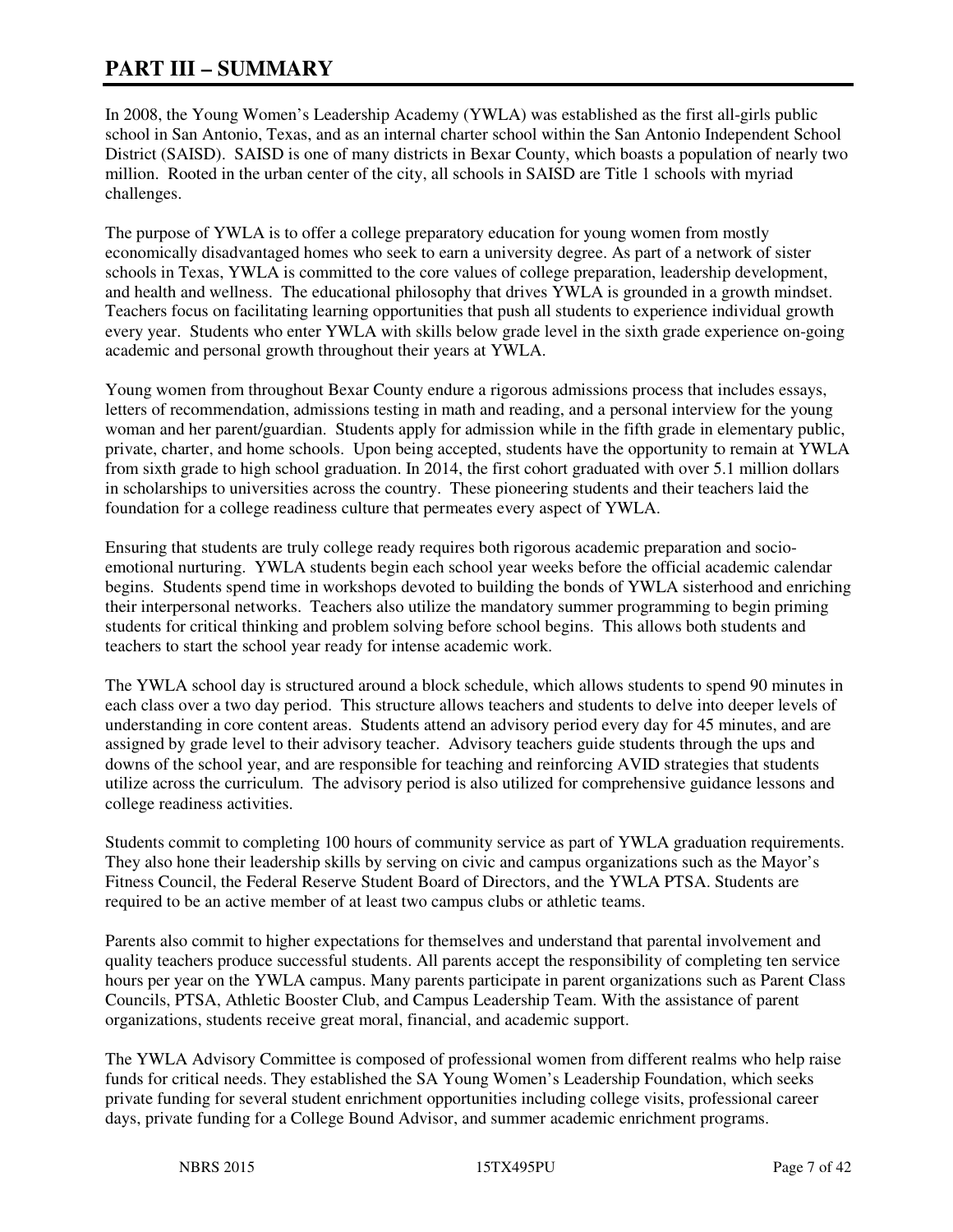# PART III – SUMMARY

In 2008, the Young Women's Leadership Academy (YWLA) was established as the first all-girls public school in San Antonio, Texas, and as an internal charter school within the San Antonio Independent School District (SAISD). SAISD is one of many districts in Bexar County, which boasts a population of nearly two million. Rooted in the urban center of the city, all schools in SAISD are Title 1 schools with myriad challenges.

The purpose of YWLA is to offer a college preparatory education for young women from mostly economically disadvantaged homes who seek to earn a university degree. As part of a network of sister schools in Texas, YWLA is committed to the core values of college preparation, leadership development, and health and wellness. The educational philosophy that drives YWLA is grounded in a growth mindset. Teachers focus on facilitating learning opportunities that push all students to experience individual growth every year. Students who enter YWLA with skills below grade level in the sixth grade experience on-going academic and personal growth throughout their years at YWLA.

Young women from throughout Bexar County endure a rigorous admissions process that includes essays, letters of recommendation, admissions testing in math and reading, and a personal interview for the young woman and her parent/guardian. Students apply for admission while in the fifth grade in elementary public, private, charter, and home schools. Upon being accepted, students have the opportunity to remain at YWLA from sixth grade to high school graduation. In 2014, the first cohort graduated with over 5.1 million dollars in scholarships to universities across the country. These pioneering students and their teachers laid the foundation for a college readiness culture that permeates every aspect of YWLA.

Ensuring that students are truly college ready requires both rigorous academic preparation and socio-emotional nurturing. YWLA students begin each school year weeks before the official academic calendar begins. Students spend time in workshops devoted to building the bonds of YWLA sisterhood and enriching their interpersonal networks. Teachers also utilize the mandatory summer programming to begin priming students for critical thinking and problem solving before school begins. This allows both students and teachers to start the school year ready for intense academic work.

The YWLA school day is structured around a block schedule, which allows students to spend 90 minutes in each class over a two day period. This structure allows teachers and students to delve into deeper levels of understanding in core content areas. Students attend an advisory period every day for 45 minutes, and are assigned by grade level to their advisory teacher. Advisory teachers guide students through the ups and downs of the school year, and are responsible for teaching and reinforcing AVID strategies that students utilize across the curriculum. The advisory period is also utilized for comprehensive guidance lessons and college readiness activities.

Students commit to completing 100 hours of community service as part of YWLA graduation requirements. They also hone their leadership skills by serving on civic and campus organizations such as the Mayor's Fitness Council, the Federal Reserve Student Board of Directors, and the YWLA PTSA. Students are required to be an active member of at least two campus clubs or athletic teams.

Parents also commit to higher expectations for themselves and understand that parental involvement and quality teachers produce successful students. All parents accept the responsibility of completing ten service hours per year on the YWLA campus. Many parents participate in parent organizations such as Parent Class Councils, PTSA, Athletic Booster Club, and Campus Leadership Team. With the assistance of parent organizations, students receive great moral, financial, and academic support.

The YWLA Advisory Committee is composed of professional women from different realms who help raise funds for critical needs. They established the SA Young Women's Leadership Foundation, which seeks private funding for several student enrichment opportunities including college visits, professional career days, private funding for a College Bound Advisor, and summer academic enrichment programs.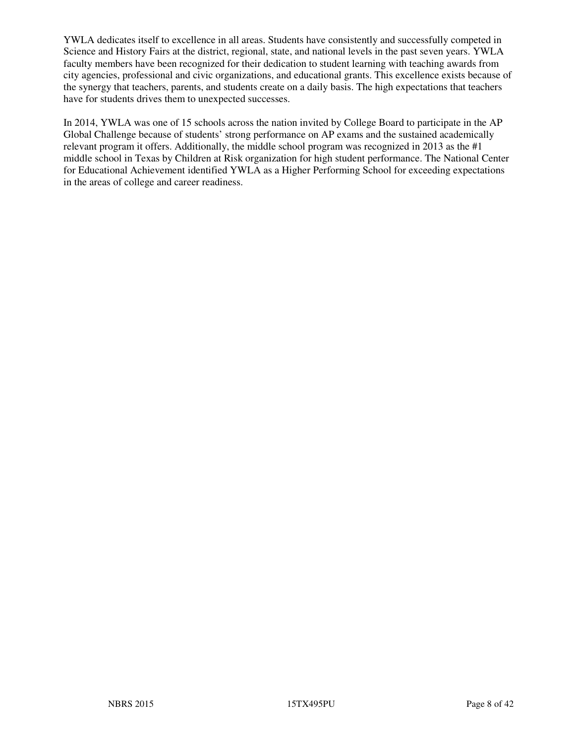YWLA dedicates itself to excellence in all areas. Students have consistently and successfully competed in Science and History Fairs at the district, regional, state, and national levels in the past seven years. YWLA faculty members have been recognized for their dedication to student learning with teaching awards from city agencies, professional and civic organizations, and educational grants. This excellence exists because of the synergy that teachers, parents, and students create on a daily basis. The high expectations that teachers have for students drives them to unexpected successes.

In 2014, YWLA was one of 15 schools across the nation invited by College Board to participate in the AP Global Challenge because of students' strong performance on AP exams and the sustained academically relevant program it offers. Additionally, the middle school program was recognized in 2013 as the #1 middle school in Texas by Children at Risk organization for high student performance. The National Center for Educational Achievement identified YWLA as a Higher Performing School for exceeding expectations in the areas of college and career readiness.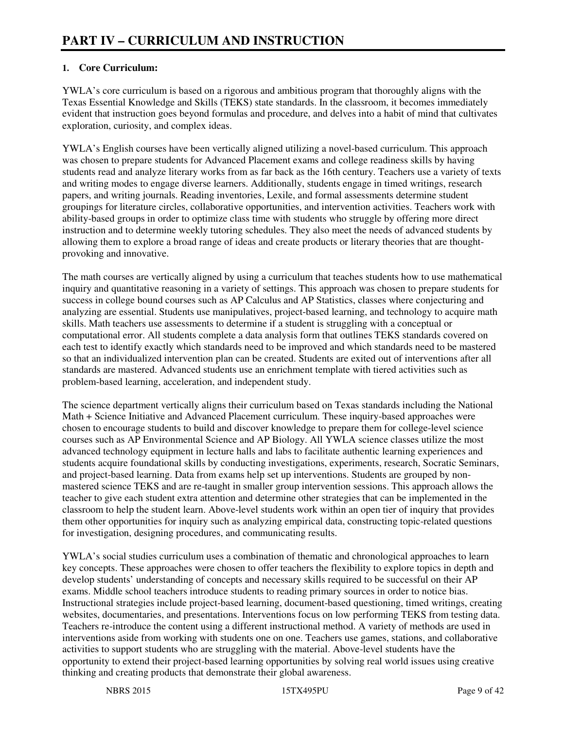# PART IV – CURRICULUM AND INSTRUCTION

**1. Core Curriculum:**

YWLA's core curriculum is based on a rigorous and ambitious program that thoroughly aligns with the Texas Essential Knowledge and Skills (TEKS) state standards. In the classroom, it becomes immediately evident that instruction goes beyond formulas and procedure, and delves into a habit of mind that cultivates exploration, curiosity, and complex ideas.

YWLA's English courses have been vertically aligned utilizing a novel-based curriculum. This approach was chosen to prepare students for Advanced Placement exams and college readiness skills by having students read and analyze literary works from as far back as the 16th century. Teachers use a variety of texts and writing modes to engage diverse learners. Additionally, students engage in timed writings, research papers, and writing journals. Reading inventories, Lexile, and formal assessments determine student groupings for literature circles, collaborative opportunities, and intervention activities. Teachers work with ability-based groups in order to optimize class time with students who struggle by offering more direct instruction and to determine weekly tutoring schedules. They also meet the needs of advanced students by allowing them to explore a broad range of ideas and create products or literary theories that are thought-provoking and innovative.

The math courses are vertically aligned by using a curriculum that teaches students how to use mathematical inquiry and quantitative reasoning in a variety of settings. This approach was chosen to prepare students for success in college bound courses such as AP Calculus and AP Statistics, classes where conjecturing and analyzing are essential. Students use manipulatives, project-based learning, and technology to acquire math skills. Math teachers use assessments to determine if a student is struggling with a conceptual or computational error. All students complete a data analysis form that outlines TEKS standards covered on each test to identify exactly which standards need to be improved and which standards need to be mastered so that an individualized intervention plan can be created. Students are exited out of interventions after all standards are mastered. Advanced students use an enrichment template with tiered activities such as problem-based learning, acceleration, and independent study.

The science department vertically aligns their curriculum based on Texas standards including the National Math + Science Initiative and Advanced Placement curriculum. These inquiry-based approaches were chosen to encourage students to build and discover knowledge to prepare them for college-level science courses such as AP Environmental Science and AP Biology. All YWLA science classes utilize the most advanced technology equipment in lecture halls and labs to facilitate authentic learning experiences and students acquire foundational skills by conducting investigations, experiments, research, Socratic Seminars, and project-based learning. Data from exams help set up interventions. Students are grouped by non-mastered science TEKS and are re-taught in smaller group intervention sessions. This approach allows the teacher to give each student extra attention and determine other strategies that can be implemented in the classroom to help the student learn. Above-level students work within an open tier of inquiry that provides them other opportunities for inquiry such as analyzing empirical data, constructing topic-related questions for investigation, designing procedures, and communicating results.

YWLA's social studies curriculum uses a combination of thematic and chronological approaches to learn key concepts. These approaches were chosen to offer teachers the flexibility to explore topics in depth and develop students' understanding of concepts and necessary skills required to be successful on their AP exams. Middle school teachers introduce students to reading primary sources in order to notice bias. Instructional strategies include project-based learning, document-based questioning, timed writings, creating websites, documentaries, and presentations. Interventions focus on low performing TEKS from testing data. Teachers re-introduce the content using a different instructional method. A variety of methods are used in interventions aside from working with students one on one. Teachers use games, stations, and collaborative activities to support students who are struggling with the material. Above-level students have the opportunity to extend their project-based learning opportunities by solving real world issues using creative thinking and creating products that demonstrate their global awareness.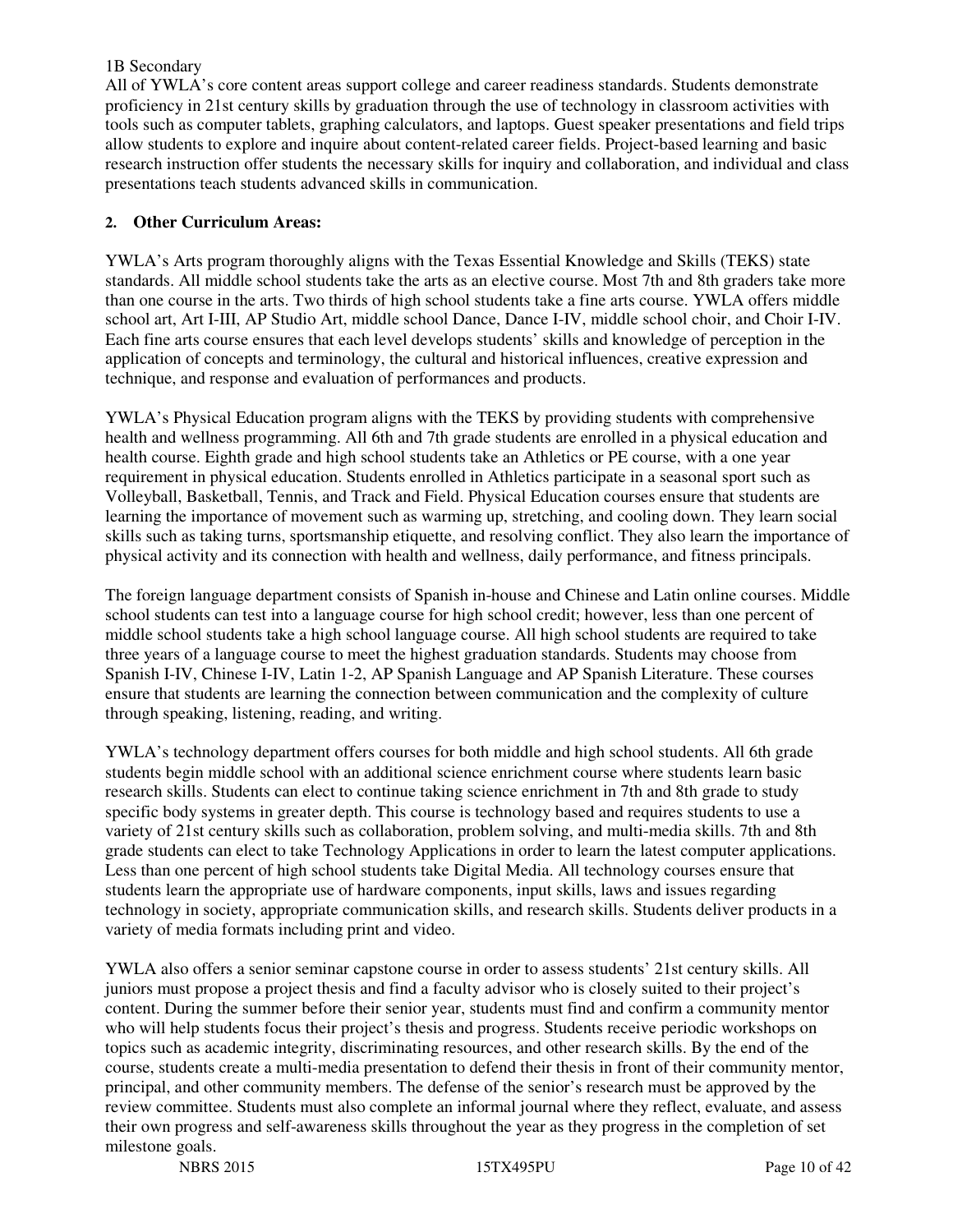1B Secondary

All of YWLA's core content areas support college and career readiness standards. Students demonstrate proficiency in 21st century skills by graduation through the use of technology in classroom activities with tools such as computer tablets, graphing calculators, and laptops. Guest speaker presentations and field trips allow students to explore and inquire about content-related career fields. Project-based learning and basic research instruction offer students the necessary skills for inquiry and collaboration, and individual and class presentations teach students advanced skills in communication.

## 2. Other Curriculum Areas:

YWLA's Arts program thoroughly aligns with the Texas Essential Knowledge and Skills (TEKS) state standards. All middle school students take the arts as an elective course. Most 7th and 8th graders take more than one course in the arts. Two thirds of high school students take a fine arts course. YWLA offers middle school art, Art I-III, AP Studio Art, middle school Dance, Dance I-IV, middle school choir, and Choir I-IV. Each fine arts course ensures that each level develops students' skills and knowledge of perception in the application of concepts and terminology, the cultural and historical influences, creative expression and technique, and response and evaluation of performances and products.

YWLA's Physical Education program aligns with the TEKS by providing students with comprehensive health and wellness programming. All 6th and 7th grade students are enrolled in a physical education and health course. Eighth grade and high school students take an Athletics or PE course, with a one year requirement in physical education. Students enrolled in Athletics participate in a seasonal sport such as Volleyball, Basketball, Tennis, and Track and Field. Physical Education courses ensure that students are learning the importance of movement such as warming up, stretching, and cooling down. They learn social skills such as taking turns, sportsmanship etiquette, and resolving conflict. They also learn the importance of physical activity and its connection with health and wellness, daily performance, and fitness principals.

The foreign language department consists of Spanish in-house and Chinese and Latin online courses. Middle school students can test into a language course for high school credit; however, less than one percent of middle school students take a high school language course. All high school students are required to take three years of a language course to meet the highest graduation standards. Students may choose from Spanish I-IV, Chinese I-IV, Latin 1-2, AP Spanish Language and AP Spanish Literature. These courses ensure that students are learning the connection between communication and the complexity of culture through speaking, listening, reading, and writing.

YWLA's technology department offers courses for both middle and high school students. All 6th grade students begin middle school with an additional science enrichment course where students learn basic research skills. Students can elect to continue taking science enrichment in 7th and 8th grade to study specific body systems in greater depth. This course is technology based and requires students to use a variety of 21st century skills such as collaboration, problem solving, and multi-media skills. 7th and 8th grade students can elect to take Technology Applications in order to learn the latest computer applications. Less than one percent of high school students take Digital Media. All technology courses ensure that students learn the appropriate use of hardware components, input skills, laws and issues regarding technology in society, appropriate communication skills, and research skills. Students deliver products in a variety of media formats including print and video.

YWLA also offers a senior seminar capstone course in order to assess students' 21st century skills. All juniors must propose a project thesis and find a faculty advisor who is closely suited to their project's content. During the summer before their senior year, students must find and confirm a community mentor who will help students focus their project's thesis and progress. Students receive periodic workshops on topics such as academic integrity, discriminating resources, and other research skills. By the end of the course, students create a multi-media presentation to defend their thesis in front of their community mentor, principal, and other community members. The defense of the senior's research must be approved by the review committee. Students must also complete an informal journal where they reflect, evaluate, and assess their own progress and self-awareness skills throughout the year as they progress in the completion of set milestone goals.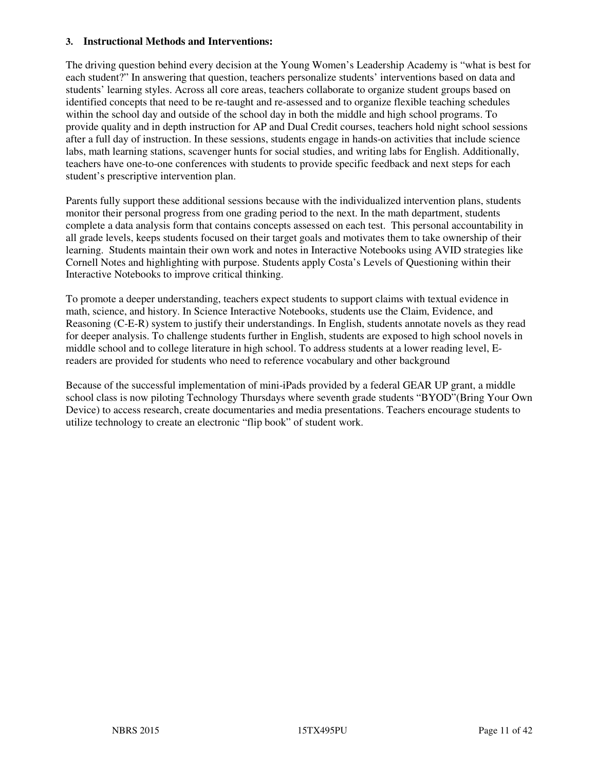**3. Instructional Methods and Interventions:**

The driving question behind every decision at the Young Women's Leadership Academy is "what is best for each student?" In answering that question, teachers personalize students' interventions based on data and students' learning styles. Across all core areas, teachers collaborate to organize student groups based on identified concepts that need to be re-taught and re-assessed and to organize flexible teaching schedules within the school day and outside of the school day in both the middle and high school programs. To provide quality and in depth instruction for AP and Dual Credit courses, teachers hold night school sessions after a full day of instruction. In these sessions, students engage in hands-on activities that include science labs, math learning stations, scavenger hunts for social studies, and writing labs for English. Additionally, teachers have one-to-one conferences with students to provide specific feedback and next steps for each student's prescriptive intervention plan.

Parents fully support these additional sessions because with the individualized intervention plans, students monitor their personal progress from one grading period to the next. In the math department, students complete a data analysis form that contains concepts assessed on each test. This personal accountability in all grade levels, keeps students focused on their target goals and motivates them to take ownership of their learning. Students maintain their own work and notes in Interactive Notebooks using AVID strategies like Cornell Notes and highlighting with purpose. Students apply Costa's Levels of Questioning within their Interactive Notebooks to improve critical thinking.

To promote a deeper understanding, teachers expect students to support claims with textual evidence in math, science, and history. In Science Interactive Notebooks, students use the Claim, Evidence, and Reasoning (C-E-R) system to justify their understandings. In English, students annotate novels as they read for deeper analysis. To challenge students further in English, students are exposed to high school novels in middle school and to college literature in high school. To address students at a lower reading level, E-readers are provided for students who need to reference vocabulary and other background

Because of the successful implementation of mini-iPads provided by a federal GEAR UP grant, a middle school class is now piloting Technology Thursdays where seventh grade students "BYOD"(Bring Your Own Device) to access research, create documentaries and media presentations. Teachers encourage students to utilize technology to create an electronic "flip book" of student work.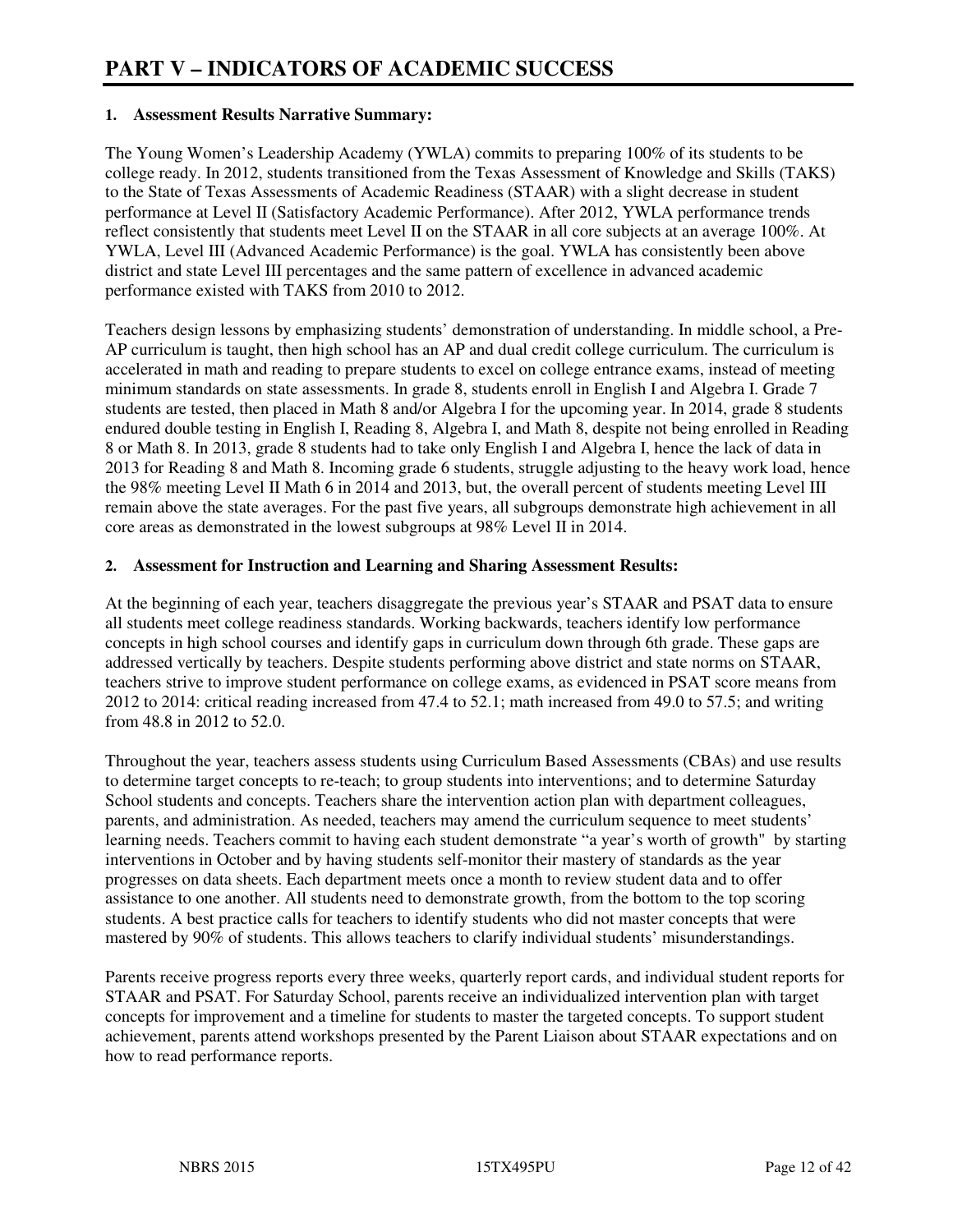# PART V – INDICATORS OF ACADEMIC SUCCESS

**1. Assessment Results Narrative Summary:**

The Young Women's Leadership Academy (YWLA) commits to preparing 100% of its students to be college ready. In 2012, students transitioned from the Texas Assessment of Knowledge and Skills (TAKS) to the State of Texas Assessments of Academic Readiness (STAAR) with a slight decrease in student performance at Level II (Satisfactory Academic Performance). After 2012, YWLA performance trends reflect consistently that students meet Level II on the STAAR in all core subjects at an average 100%. At YWLA, Level III (Advanced Academic Performance) is the goal. YWLA has consistently been above district and state Level III percentages and the same pattern of excellence in advanced academic performance existed with TAKS from 2010 to 2012.

Teachers design lessons by emphasizing students' demonstration of understanding. In middle school, a Pre-AP curriculum is taught, then high school has an AP and dual credit college curriculum. The curriculum is accelerated in math and reading to prepare students to excel on college entrance exams, instead of meeting minimum standards on state assessments. In grade 8, students enroll in English I and Algebra I. Grade 7 students are tested, then placed in Math 8 and/or Algebra I for the upcoming year. In 2014, grade 8 students endured double testing in English I, Reading 8, Algebra I, and Math 8, despite not being enrolled in Reading 8 or Math 8. In 2013, grade 8 students had to take only English I and Algebra I, hence the lack of data in 2013 for Reading 8 and Math 8. Incoming grade 6 students, struggle adjusting to the heavy work load, hence the 98% meeting Level II Math 6 in 2014 and 2013, but, the overall percent of students meeting Level III remain above the state averages. For the past five years, all subgroups demonstrate high achievement in all core areas as demonstrated in the lowest subgroups at 98% Level II in 2014.

**2. Assessment for Instruction and Learning and Sharing Assessment Results:**

At the beginning of each year, teachers disaggregate the previous year's STAAR and PSAT data to ensure all students meet college readiness standards. Working backwards, teachers identify low performance concepts in high school courses and identify gaps in curriculum down through 6th grade. These gaps are addressed vertically by teachers. Despite students performing above district and state norms on STAAR, teachers strive to improve student performance on college exams, as evidenced in PSAT score means from 2012 to 2014: critical reading increased from 47.4 to 52.1; math increased from 49.0 to 57.5; and writing from 48.8 in 2012 to 52.0.

Throughout the year, teachers assess students using Curriculum Based Assessments (CBAs) and use results to determine target concepts to re-teach; to group students into interventions; and to determine Saturday School students and concepts. Teachers share the intervention action plan with department colleagues, parents, and administration. As needed, teachers may amend the curriculum sequence to meet students' learning needs. Teachers commit to having each student demonstrate "a year's worth of growth" by starting interventions in October and by having students self-monitor their mastery of standards as the year progresses on data sheets. Each department meets once a month to review student data and to offer assistance to one another. All students need to demonstrate growth, from the bottom to the top scoring students. A best practice calls for teachers to identify students who did not master concepts that were mastered by 90% of students. This allows teachers to clarify individual students' misunderstandings.

Parents receive progress reports every three weeks, quarterly report cards, and individual student reports for STAAR and PSAT. For Saturday School, parents receive an individualized intervention plan with target concepts for improvement and a timeline for students to master the targeted concepts. To support student achievement, parents attend workshops presented by the Parent Liaison about STAAR expectations and on how to read performance reports.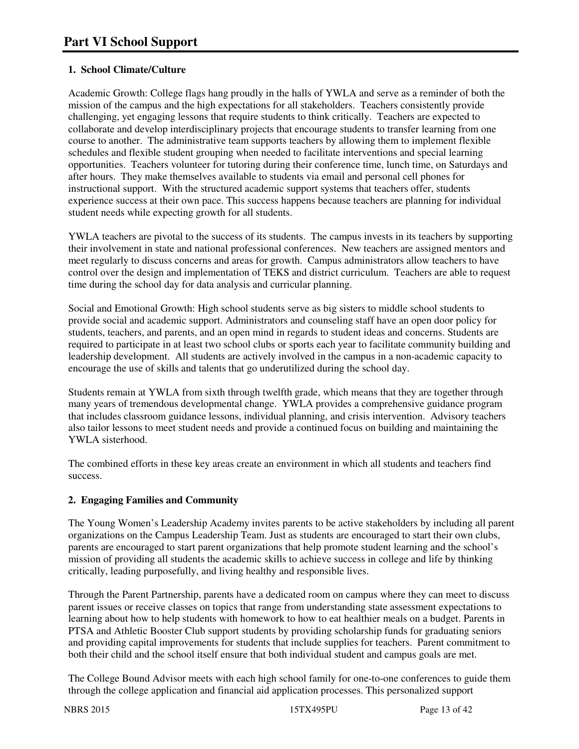# Part VI School Support

### 1. School Climate/Culture

Academic Growth: College flags hang proudly in the halls of YWLA and serve as a reminder of both the mission of the campus and the high expectations for all stakeholders. Teachers consistently provide challenging, yet engaging lessons that require students to think critically. Teachers are expected to collaborate and develop interdisciplinary projects that encourage students to transfer learning from one course to another. The administrative team supports teachers by allowing them to implement flexible schedules and flexible student grouping when needed to facilitate interventions and special learning opportunities. Teachers volunteer for tutoring during their conference time, lunch time, on Saturdays and after hours. They make themselves available to students via email and personal cell phones for instructional support. With the structured academic support systems that teachers offer, students experience success at their own pace. This success happens because teachers are planning for individual student needs while expecting growth for all students.

YWLA teachers are pivotal to the success of its students. The campus invests in its teachers by supporting their involvement in state and national professional conferences. New teachers are assigned mentors and meet regularly to discuss concerns and areas for growth. Campus administrators allow teachers to have control over the design and implementation of TEKS and district curriculum. Teachers are able to request time during the school day for data analysis and curricular planning.

Social and Emotional Growth: High school students serve as big sisters to middle school students to provide social and academic support. Administrators and counseling staff have an open door policy for students, teachers, and parents, and an open mind in regards to student ideas and concerns. Students are required to participate in at least two school clubs or sports each year to facilitate community building and leadership development. All students are actively involved in the campus in a non-academic capacity to encourage the use of skills and talents that go underutilized during the school day.

Students remain at YWLA from sixth through twelfth grade, which means that they are together through many years of tremendous developmental change. YWLA provides a comprehensive guidance program that includes classroom guidance lessons, individual planning, and crisis intervention. Advisory teachers also tailor lessons to meet student needs and provide a continued focus on building and maintaining the YWLA sisterhood.

The combined efforts in these key areas create an environment in which all students and teachers find success.

### 2. Engaging Families and Community

The Young Women's Leadership Academy invites parents to be active stakeholders by including all parent organizations on the Campus Leadership Team. Just as students are encouraged to start their own clubs, parents are encouraged to start parent organizations that help promote student learning and the school's mission of providing all students the academic skills to achieve success in college and life by thinking critically, leading purposefully, and living healthy and responsible lives.

Through the Parent Partnership, parents have a dedicated room on campus where they can meet to discuss parent issues or receive classes on topics that range from understanding state assessment expectations to learning about how to help students with homework to how to eat healthier meals on a budget. Parents in PTSA and Athletic Booster Club support students by providing scholarship funds for graduating seniors and providing capital improvements for students that include supplies for teachers. Parent commitment to both their child and the school itself ensure that both individual student and campus goals are met.

The College Bound Advisor meets with each high school family for one-to-one conferences to guide them through the college application and financial aid application processes. This personalized support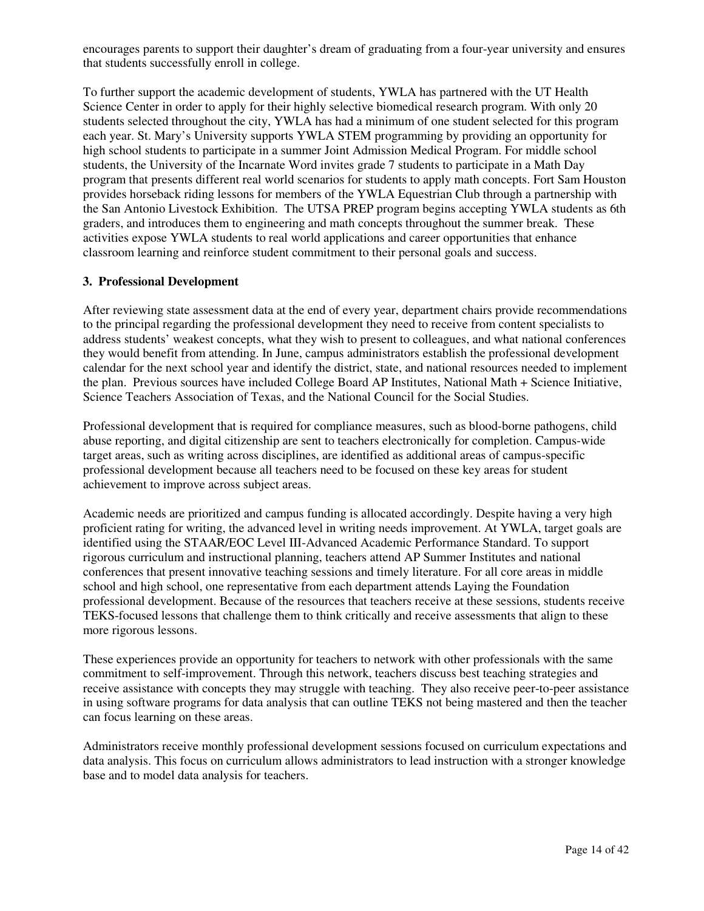encourages parents to support their daughter's dream of graduating from a four-year university and ensures that students successfully enroll in college.

To further support the academic development of students, YWLA has partnered with the UT Health Science Center in order to apply for their highly selective biomedical research program. With only 20 students selected throughout the city, YWLA has had a minimum of one student selected for this program each year. St. Mary's University supports YWLA STEM programming by providing an opportunity for high school students to participate in a summer Joint Admission Medical Program. For middle school students, the University of the Incarnate Word invites grade 7 students to participate in a Math Day program that presents different real world scenarios for students to apply math concepts. Fort Sam Houston provides horseback riding lessons for members of the YWLA Equestrian Club through a partnership with the San Antonio Livestock Exhibition. The UTSA PREP program begins accepting YWLA students as 6th graders, and introduces them to engineering and math concepts throughout the summer break. These activities expose YWLA students to real world applications and career opportunities that enhance classroom learning and reinforce student commitment to their personal goals and success.

### 3. Professional Development

After reviewing state assessment data at the end of every year, department chairs provide recommendations to the principal regarding the professional development they need to receive from content specialists to address students' weakest concepts, what they wish to present to colleagues, and what national conferences they would benefit from attending. In June, campus administrators establish the professional development calendar for the next school year and identify the district, state, and national resources needed to implement the plan. Previous sources have included College Board AP Institutes, National Math + Science Initiative, Science Teachers Association of Texas, and the National Council for the Social Studies.

Professional development that is required for compliance measures, such as blood-borne pathogens, child abuse reporting, and digital citizenship are sent to teachers electronically for completion. Campus-wide target areas, such as writing across disciplines, are identified as additional areas of campus-specific professional development because all teachers need to be focused on these key areas for student achievement to improve across subject areas.

Academic needs are prioritized and campus funding is allocated accordingly. Despite having a very high proficient rating for writing, the advanced level in writing needs improvement. At YWLA, target goals are identified using the STAAR/EOC Level III-Advanced Academic Performance Standard. To support rigorous curriculum and instructional planning, teachers attend AP Summer Institutes and national conferences that present innovative teaching sessions and timely literature. For all core areas in middle school and high school, one representative from each department attends Laying the Foundation professional development. Because of the resources that teachers receive at these sessions, students receive TEKS-focused lessons that challenge them to think critically and receive assessments that align to these more rigorous lessons.

These experiences provide an opportunity for teachers to network with other professionals with the same commitment to self-improvement. Through this network, teachers discuss best teaching strategies and receive assistance with concepts they may struggle with teaching. They also receive peer-to-peer assistance in using software programs for data analysis that can outline TEKS not being mastered and then the teacher can focus learning on these areas.

Administrators receive monthly professional development sessions focused on curriculum expectations and data analysis. This focus on curriculum allows administrators to lead instruction with a stronger knowledge base and to model data analysis for teachers.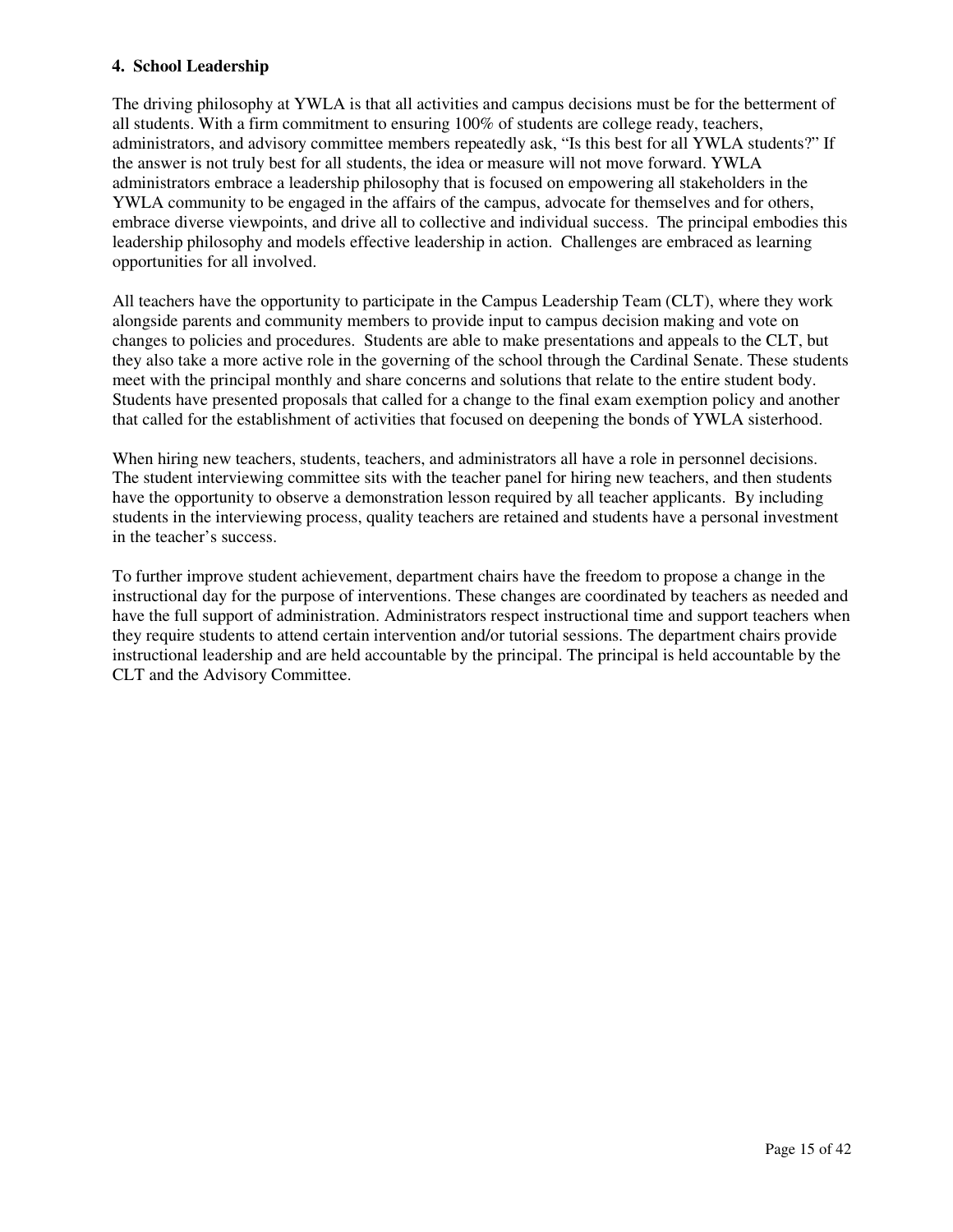#### 4. School Leadership

The driving philosophy at YWLA is that all activities and campus decisions must be for the betterment of all students. With a firm commitment to ensuring 100% of students are college ready, teachers, administrators, and advisory committee members repeatedly ask, "Is this best for all YWLA students?" If the answer is not truly best for all students, the idea or measure will not move forward. YWLA administrators embrace a leadership philosophy that is focused on empowering all stakeholders in the YWLA community to be engaged in the affairs of the campus, advocate for themselves and for others, embrace diverse viewpoints, and drive all to collective and individual success. The principal embodies this leadership philosophy and models effective leadership in action. Challenges are embraced as learning opportunities for all involved.

All teachers have the opportunity to participate in the Campus Leadership Team (CLT), where they work alongside parents and community members to provide input to campus decision making and vote on changes to policies and procedures. Students are able to make presentations and appeals to the CLT, but they also take a more active role in the governing of the school through the Cardinal Senate. These students meet with the principal monthly and share concerns and solutions that relate to the entire student body. Students have presented proposals that called for a change to the final exam exemption policy and another that called for the establishment of activities that focused on deepening the bonds of YWLA sisterhood.

When hiring new teachers, students, teachers, and administrators all have a role in personnel decisions. The student interviewing committee sits with the teacher panel for hiring new teachers, and then students have the opportunity to observe a demonstration lesson required by all teacher applicants. By including students in the interviewing process, quality teachers are retained and students have a personal investment in the teacher's success.

To further improve student achievement, department chairs have the freedom to propose a change in the instructional day for the purpose of interventions. These changes are coordinated by teachers as needed and have the full support of administration. Administrators respect instructional time and support teachers when they require students to attend certain intervention and/or tutorial sessions. The department chairs provide instructional leadership and are held accountable by the principal. The principal is held accountable by the CLT and the Advisory Committee.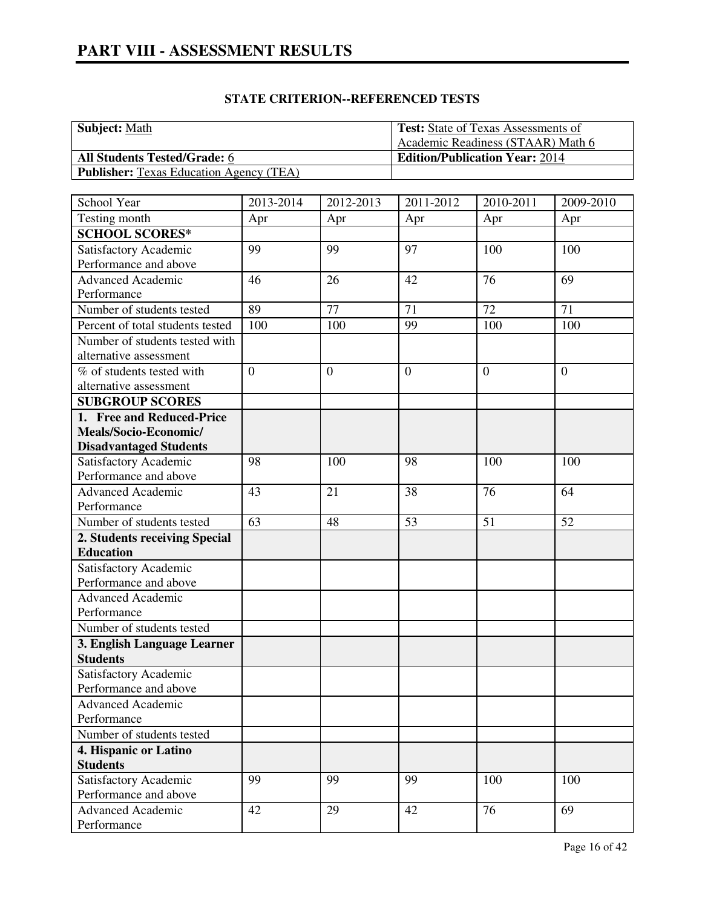# PART VIII - ASSESSMENT RESULTS

## STATE CRITERION--REFERENCED TESTS

| **Subject:** Math | **Test:** State of Texas Assessments of Academic Readiness (STAAR) Math 6 |
|---|---|
| **All Students Tested/Grade:** 6 | **Edition/Publication Year:** 2014 |
| **Publisher:** Texas Education Agency (TEA) | |

| School Year | 2013-2014 | 2012-2013 | 2011-2012 | 2010-2011 | 2009-2010 |
|---|---|---|---|---|---|
| Testing month | Apr | Apr | Apr | Apr | Apr |
| **SCHOOL SCORES*** | | | | | |
| Satisfactory Academic Performance and above | 99 | 99 | 97 | 100 | 100 |
| Advanced Academic Performance | 46 | 26 | 42 | 76 | 69 |
| Number of students tested | 89 | 77 | 71 | 72 | 71 |
| Percent of total students tested | 100 | 100 | 99 | 100 | 100 |
| Number of students tested with alternative assessment | | | | | |
| % of students tested with alternative assessment | 0 | 0 | 0 | 0 | 0 |
| **SUBGROUP SCORES** | | | | | |
| **1. Free and Reduced-Price Meals/Socio-Economic/ Disadvantaged Students** | | | | | |
| Satisfactory Academic Performance and above | 98 | 100 | 98 | 100 | 100 |
| Advanced Academic Performance | 43 | 21 | 38 | 76 | 64 |
| Number of students tested | 63 | 48 | 53 | 51 | 52 |
| **2. Students receiving Special Education** | | | | | |
| Satisfactory Academic Performance and above | | | | | |
| Advanced Academic Performance | | | | | |
| Number of students tested | | | | | |
| **3. English Language Learner Students** | | | | | |
| Satisfactory Academic Performance and above | | | | | |
| Advanced Academic Performance | | | | | |
| Number of students tested | | | | | |
| **4. Hispanic or Latino Students** | | | | | |
| Satisfactory Academic Performance and above | 99 | 99 | 99 | 100 | 100 |
| Advanced Academic Performance | 42 | 29 | 42 | 76 | 69 |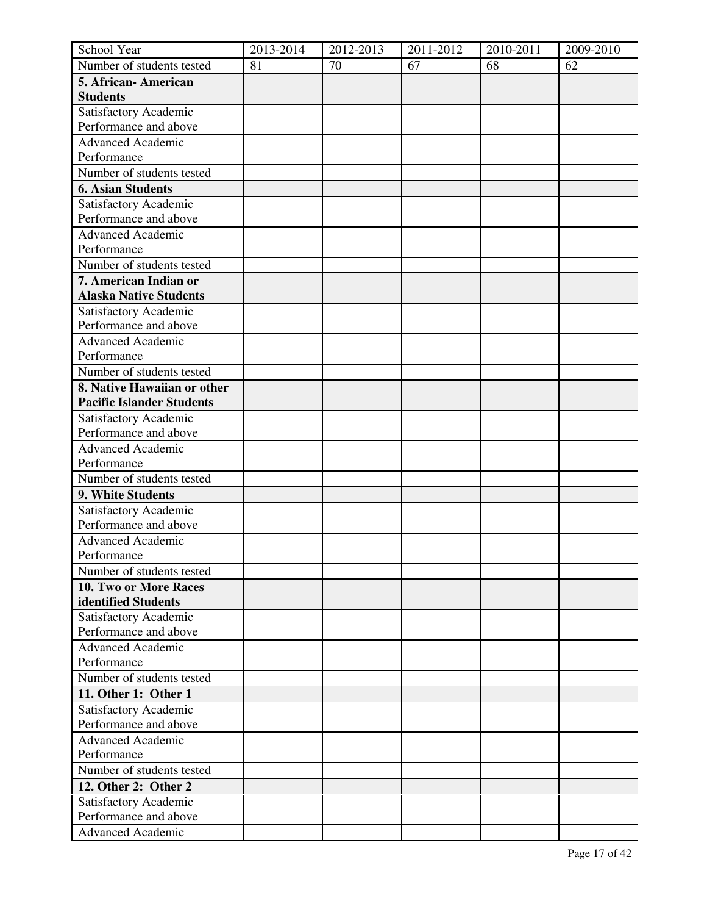| School Year | 2013-2014 | 2012-2013 | 2011-2012 | 2010-2011 | 2009-2010 |
| --- | --- | --- | --- | --- | --- |
| Number of students tested | 81 | 70 | 67 | 68 | 62 |
| **5. African- American Students** | | | | | |
| Satisfactory Academic Performance and above | | | | | |
| Advanced Academic Performance | | | | | |
| Number of students tested | | | | | |
| **6. Asian Students** | | | | | |
| Satisfactory Academic Performance and above | | | | | |
| Advanced Academic Performance | | | | | |
| Number of students tested | | | | | |
| **7. American Indian or Alaska Native Students** | | | | | |
| Satisfactory Academic Performance and above | | | | | |
| Advanced Academic Performance | | | | | |
| Number of students tested | | | | | |
| **8. Native Hawaiian or other Pacific Islander Students** | | | | | |
| Satisfactory Academic Performance and above | | | | | |
| Advanced Academic Performance | | | | | |
| Number of students tested | | | | | |
| **9. White Students** | | | | | |
| Satisfactory Academic Performance and above | | | | | |
| Advanced Academic Performance | | | | | |
| Number of students tested | | | | | |
| **10. Two or More Races identified Students** | | | | | |
| Satisfactory Academic Performance and above | | | | | |
| Advanced Academic Performance | | | | | |
| Number of students tested | | | | | |
| **11. Other 1: Other 1** | | | | | |
| Satisfactory Academic Performance and above | | | | | |
| Advanced Academic Performance | | | | | |
| Number of students tested | | | | | |
| **12. Other 2: Other 2** | | | | | |
| Satisfactory Academic Performance and above | | | | | |
| Advanced Academic | | | | | |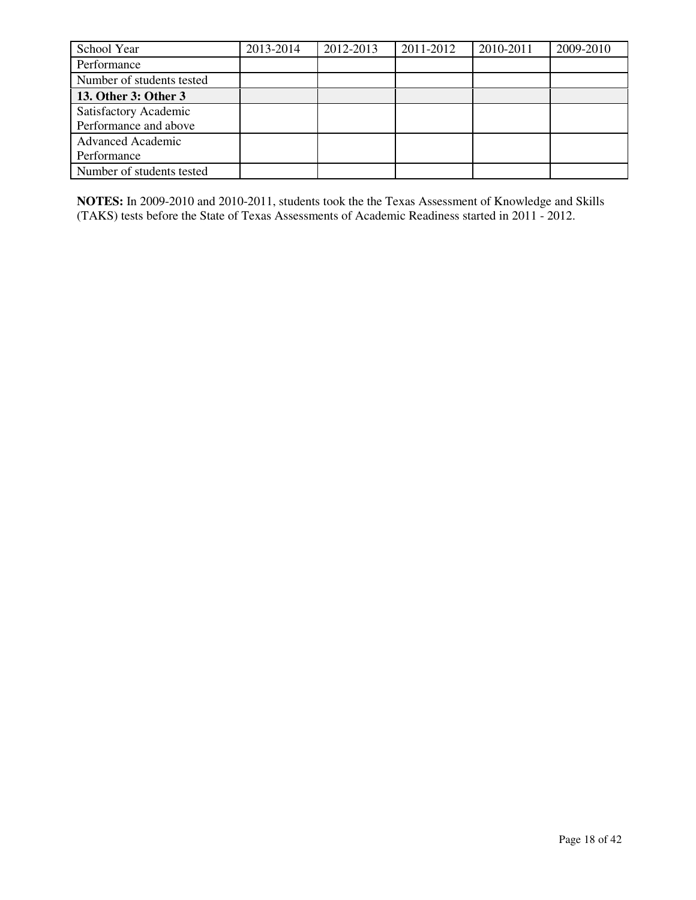| School Year | 2013-2014 | 2012-2013 | 2011-2012 | 2010-2011 | 2009-2010 |
|---|---|---|---|---|---|
| Performance | | | | | |
| Number of students tested | | | | | |
| **13. Other 3: Other 3** | | | | | |
| Satisfactory Academic Performance and above | | | | | |
| Advanced Academic Performance | | | | | |
| Number of students tested | | | | | |

**NOTES:** In 2009-2010 and 2010-2011, students took the the Texas Assessment of Knowledge and Skills (TAKS) tests before the State of Texas Assessments of Academic Readiness started in 2011 - 2012.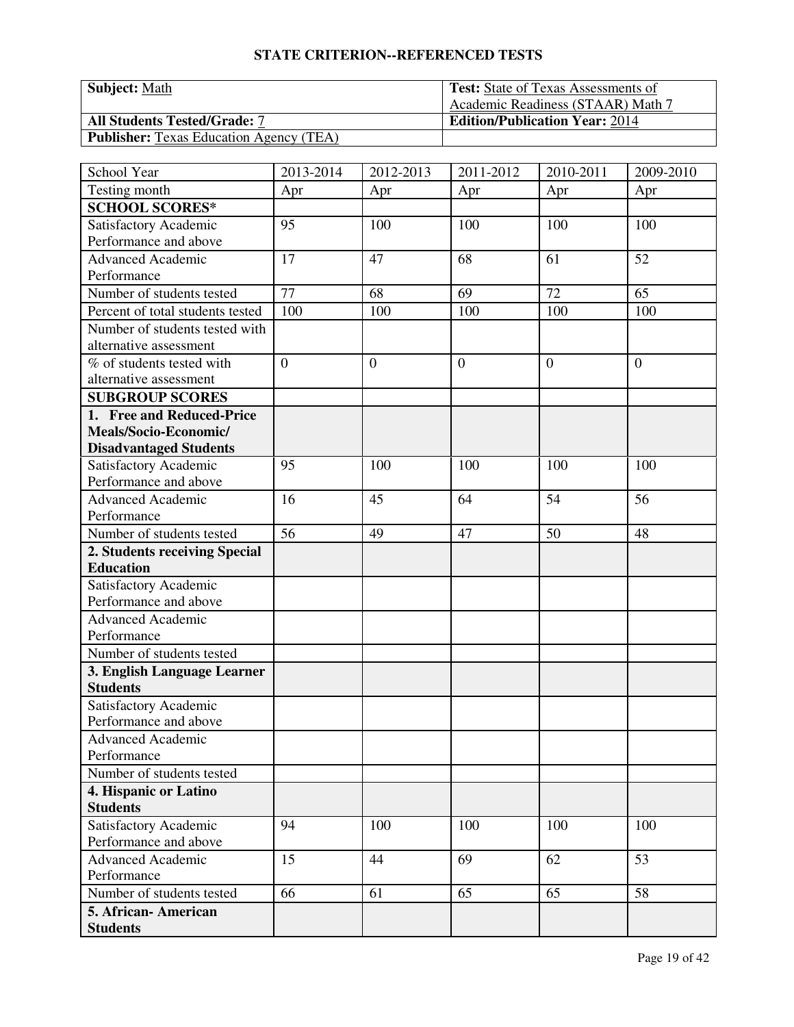## STATE CRITERION--REFERENCED TESTS

| **Subject:** Math | **Test:** State of Texas Assessments of Academic Readiness (STAAR) Math 7 |
|---|---|
| **All Students Tested/Grade:** 7 | **Edition/Publication Year:** 2014 |
| **Publisher:** Texas Education Agency (TEA) | |

| School Year | 2013-2014 | 2012-2013 | 2011-2012 | 2010-2011 | 2009-2010 |
|---|---|---|---|---|---|
| Testing month | Apr | Apr | Apr | Apr | Apr |
| **SCHOOL SCORES*** | | | | | |
| Satisfactory Academic Performance and above | 95 | 100 | 100 | 100 | 100 |
| Advanced Academic Performance | 17 | 47 | 68 | 61 | 52 |
| Number of students tested | 77 | 68 | 69 | 72 | 65 |
| Percent of total students tested | 100 | 100 | 100 | 100 | 100 |
| Number of students tested with alternative assessment | | | | | |
| % of students tested with alternative assessment | 0 | 0 | 0 | 0 | 0 |
| **SUBGROUP SCORES** | | | | | |
| **1. Free and Reduced-Price Meals/Socio-Economic/ Disadvantaged Students** | | | | | |
| Satisfactory Academic Performance and above | 95 | 100 | 100 | 100 | 100 |
| Advanced Academic Performance | 16 | 45 | 64 | 54 | 56 |
| Number of students tested | 56 | 49 | 47 | 50 | 48 |
| **2. Students receiving Special Education** | | | | | |
| Satisfactory Academic Performance and above | | | | | |
| Advanced Academic Performance | | | | | |
| Number of students tested | | | | | |
| **3. English Language Learner Students** | | | | | |
| Satisfactory Academic Performance and above | | | | | |
| Advanced Academic Performance | | | | | |
| Number of students tested | | | | | |
| **4. Hispanic or Latino Students** | | | | | |
| Satisfactory Academic Performance and above | 94 | 100 | 100 | 100 | 100 |
| Advanced Academic Performance | 15 | 44 | 69 | 62 | 53 |
| Number of students tested | 66 | 61 | 65 | 65 | 58 |
| **5. African- American Students** | | | | | |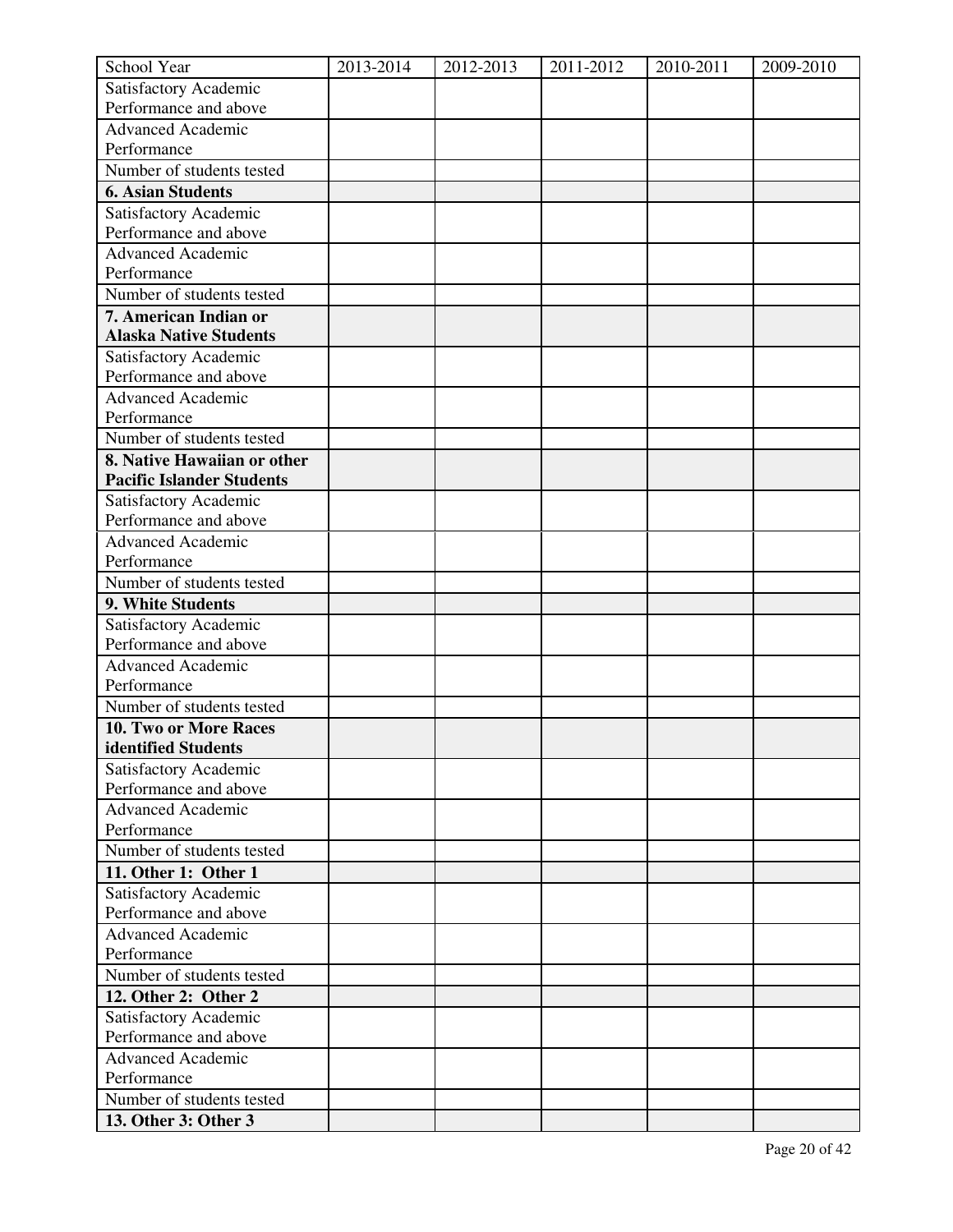| School Year | 2013-2014 | 2012-2013 | 2011-2012 | 2010-2011 | 2009-2010 |
|---|---|---|---|---|---|
| Satisfactory Academic Performance and above | | | | | |
| Advanced Academic Performance | | | | | |
| Number of students tested | | | | | |
| **6. Asian Students** | | | | | |
| Satisfactory Academic Performance and above | | | | | |
| Advanced Academic Performance | | | | | |
| Number of students tested | | | | | |
| **7. American Indian or Alaska Native Students** | | | | | |
| Satisfactory Academic Performance and above | | | | | |
| Advanced Academic Performance | | | | | |
| Number of students tested | | | | | |
| **8. Native Hawaiian or other Pacific Islander Students** | | | | | |
| Satisfactory Academic Performance and above | | | | | |
| Advanced Academic Performance | | | | | |
| Number of students tested | | | | | |
| **9. White Students** | | | | | |
| Satisfactory Academic Performance and above | | | | | |
| Advanced Academic Performance | | | | | |
| Number of students tested | | | | | |
| **10. Two or More Races identified Students** | | | | | |
| Satisfactory Academic Performance and above | | | | | |
| Advanced Academic Performance | | | | | |
| Number of students tested | | | | | |
| **11. Other 1: Other 1** | | | | | |
| Satisfactory Academic Performance and above | | | | | |
| Advanced Academic Performance | | | | | |
| Number of students tested | | | | | |
| **12. Other 2: Other 2** | | | | | |
| Satisfactory Academic Performance and above | | | | | |
| Advanced Academic Performance | | | | | |
| Number of students tested | | | | | |
| **13. Other 3: Other 3** | | | | | |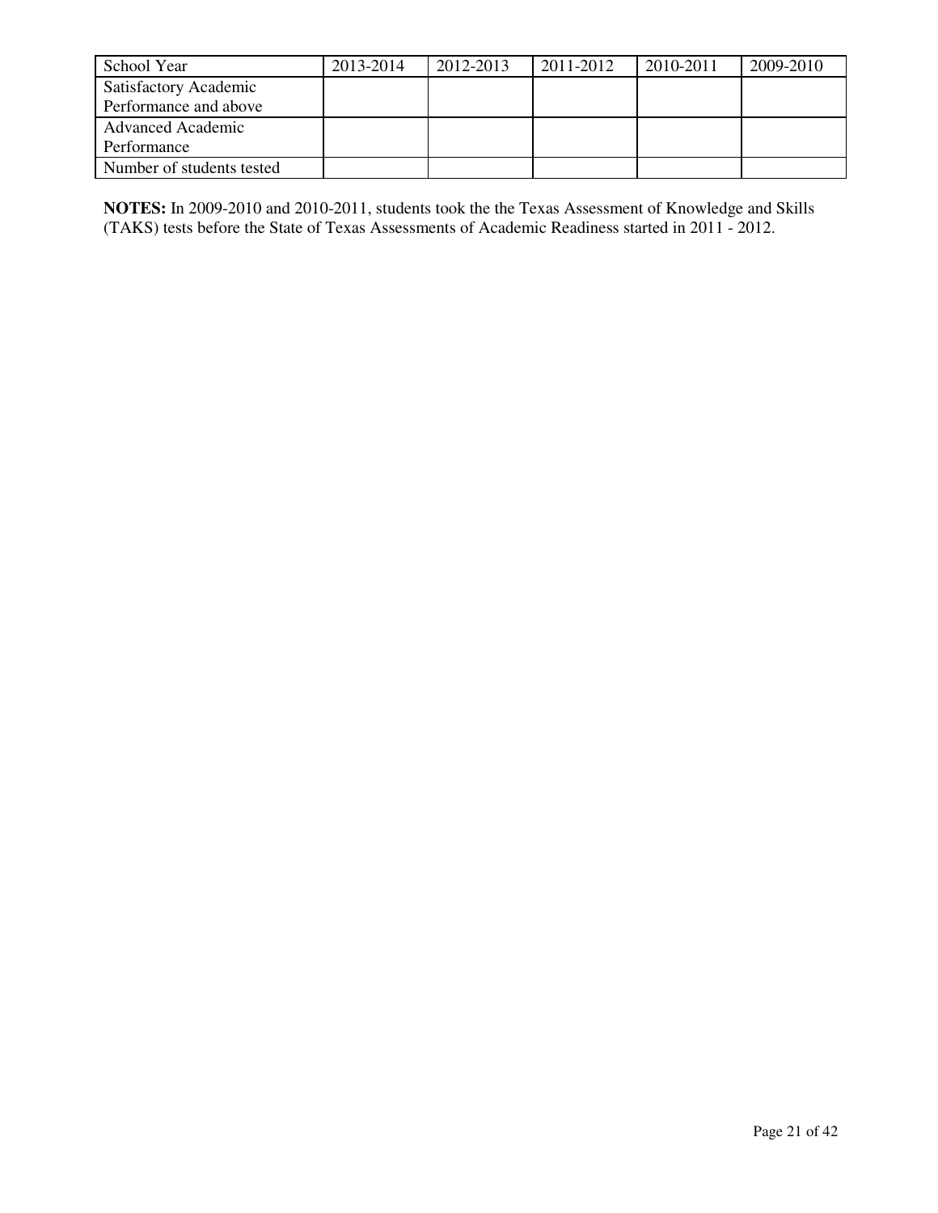| School Year | 2013-2014 | 2012-2013 | 2011-2012 | 2010-2011 | 2009-2010 |
|---|---|---|---|---|---|
| Satisfactory Academic Performance and above | | | | | |
| Advanced Academic Performance | | | | | |
| Number of students tested | | | | | |

**NOTES:** In 2009-2010 and 2010-2011, students took the the Texas Assessment of Knowledge and Skills (TAKS) tests before the State of Texas Assessments of Academic Readiness started in 2011 - 2012.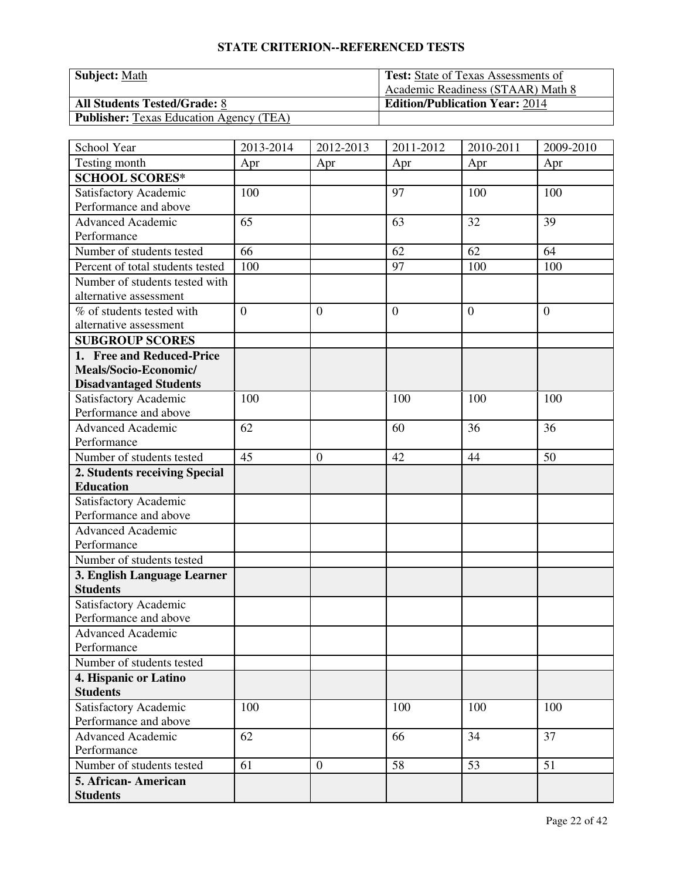## STATE CRITERION--REFERENCED TESTS

| **Subject:** Math | **Test:** State of Texas Assessments of Academic Readiness (STAAR) Math 8 |
|---|---|
| **All Students Tested/Grade:** 8 | **Edition/Publication Year:** 2014 |
| **Publisher:** Texas Education Agency (TEA) | |

| School Year | 2013-2014 | 2012-2013 | 2011-2012 | 2010-2011 | 2009-2010 |
|---|---|---|---|---|---|
| Testing month | Apr | Apr | Apr | Apr | Apr |
| **SCHOOL SCORES*** | | | | | |
| Satisfactory Academic Performance and above | 100 | | 97 | 100 | 100 |
| Advanced Academic Performance | 65 | | 63 | 32 | 39 |
| Number of students tested | 66 | | 62 | 62 | 64 |
| Percent of total students tested | 100 | | 97 | 100 | 100 |
| Number of students tested with alternative assessment | | | | | |
| % of students tested with alternative assessment | 0 | 0 | 0 | 0 | 0 |
| **SUBGROUP SCORES** | | | | | |
| **1. Free and Reduced-Price Meals/Socio-Economic/ Disadvantaged Students** | | | | | |
| Satisfactory Academic Performance and above | 100 | | 100 | 100 | 100 |
| Advanced Academic Performance | 62 | | 60 | 36 | 36 |
| Number of students tested | 45 | 0 | 42 | 44 | 50 |
| **2. Students receiving Special Education** | | | | | |
| Satisfactory Academic Performance and above | | | | | |
| Advanced Academic Performance | | | | | |
| Number of students tested | | | | | |
| **3. English Language Learner Students** | | | | | |
| Satisfactory Academic Performance and above | | | | | |
| Advanced Academic Performance | | | | | |
| Number of students tested | | | | | |
| **4. Hispanic or Latino Students** | | | | | |
| Satisfactory Academic Performance and above | 100 | | 100 | 100 | 100 |
| Advanced Academic Performance | 62 | | 66 | 34 | 37 |
| Number of students tested | 61 | 0 | 58 | 53 | 51 |
| **5. African- American Students** | | | | | |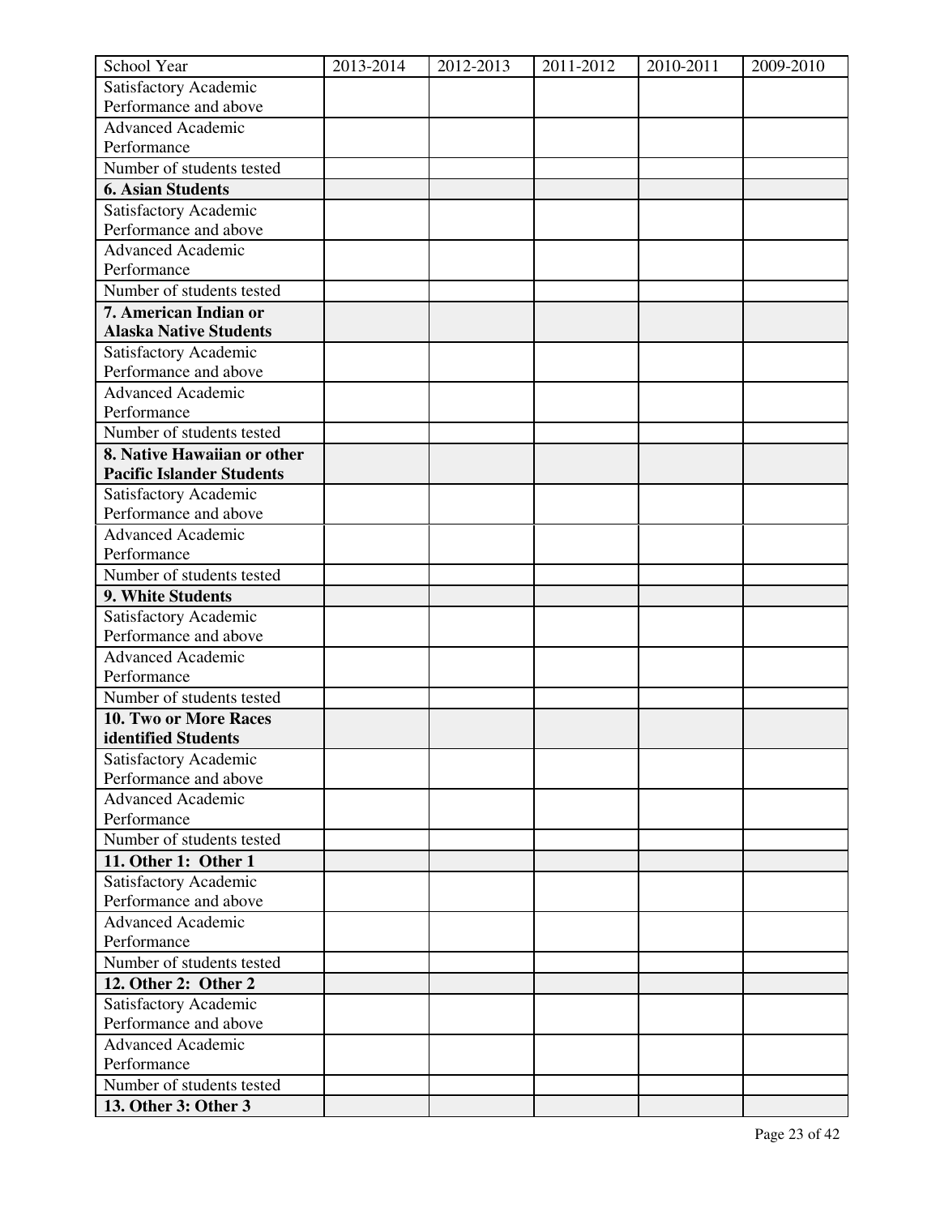| School Year | 2013-2014 | 2012-2013 | 2011-2012 | 2010-2011 | 2009-2010 |
|---|---|---|---|---|---|
| Satisfactory Academic Performance and above | | | | | |
| Advanced Academic Performance | | | | | |
| Number of students tested | | | | | |
| **6. Asian Students** | | | | | |
| Satisfactory Academic Performance and above | | | | | |
| Advanced Academic Performance | | | | | |
| Number of students tested | | | | | |
| **7. American Indian or Alaska Native Students** | | | | | |
| Satisfactory Academic Performance and above | | | | | |
| Advanced Academic Performance | | | | | |
| Number of students tested | | | | | |
| **8. Native Hawaiian or other Pacific Islander Students** | | | | | |
| Satisfactory Academic Performance and above | | | | | |
| Advanced Academic Performance | | | | | |
| Number of students tested | | | | | |
| **9. White Students** | | | | | |
| Satisfactory Academic Performance and above | | | | | |
| Advanced Academic Performance | | | | | |
| Number of students tested | | | | | |
| **10. Two or More Races identified Students** | | | | | |
| Satisfactory Academic Performance and above | | | | | |
| Advanced Academic Performance | | | | | |
| Number of students tested | | | | | |
| **11. Other 1: Other 1** | | | | | |
| Satisfactory Academic Performance and above | | | | | |
| Advanced Academic Performance | | | | | |
| Number of students tested | | | | | |
| **12. Other 2: Other 2** | | | | | |
| Satisfactory Academic Performance and above | | | | | |
| Advanced Academic Performance | | | | | |
| Number of students tested | | | | | |
| **13. Other 3: Other 3** | | | | | |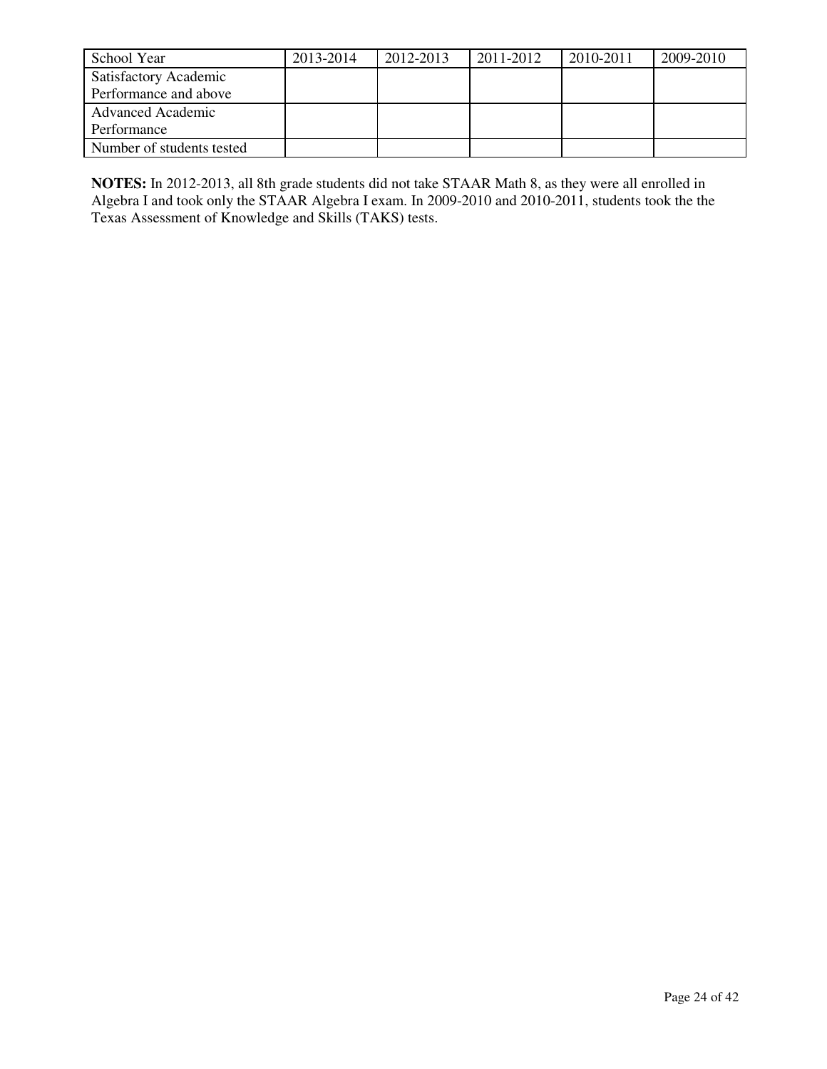| School Year | 2013-2014 | 2012-2013 | 2011-2012 | 2010-2011 | 2009-2010 |
| --- | --- | --- | --- | --- | --- |
| Satisfactory Academic Performance and above | | | | | |
| Advanced Academic Performance | | | | | |
| Number of students tested | | | | | |

**NOTES:** In 2012-2013, all 8th grade students did not take STAAR Math 8, as they were all enrolled in Algebra I and took only the STAAR Algebra I exam. In 2009-2010 and 2010-2011, students took the the Texas Assessment of Knowledge and Skills (TAKS) tests.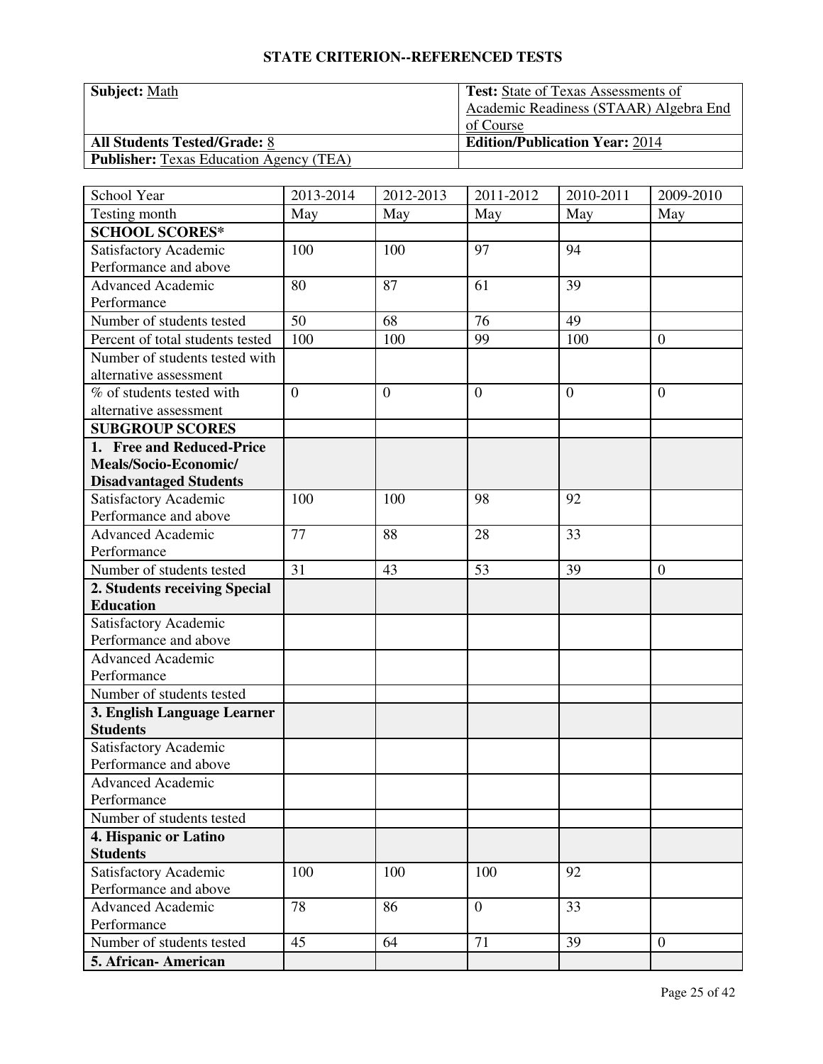## STATE CRITERION--REFERENCED TESTS

| **Subject:** Math | **Test:** State of Texas Assessments of Academic Readiness (STAAR) Algebra End of Course |
|---|---|
| **All Students Tested/Grade:** 8 | **Edition/Publication Year:** 2014 |
| **Publisher:** Texas Education Agency (TEA) | |

| School Year | 2013-2014 | 2012-2013 | 2011-2012 | 2010-2011 | 2009-2010 |
|---|---|---|---|---|---|
| Testing month | May | May | May | May | May |
| **SCHOOL SCORES*** | | | | | |
| Satisfactory Academic Performance and above | 100 | 100 | 97 | 94 | |
| Advanced Academic Performance | 80 | 87 | 61 | 39 | |
| Number of students tested | 50 | 68 | 76 | 49 | |
| Percent of total students tested | 100 | 100 | 99 | 100 | 0 |
| Number of students tested with alternative assessment | | | | | |
| % of students tested with alternative assessment | 0 | 0 | 0 | 0 | 0 |
| **SUBGROUP SCORES** | | | | | |
| **1. Free and Reduced-Price Meals/Socio-Economic/ Disadvantaged Students** | | | | | |
| Satisfactory Academic Performance and above | 100 | 100 | 98 | 92 | |
| Advanced Academic Performance | 77 | 88 | 28 | 33 | |
| Number of students tested | 31 | 43 | 53 | 39 | 0 |
| **2. Students receiving Special Education** | | | | | |
| Satisfactory Academic Performance and above | | | | | |
| Advanced Academic Performance | | | | | |
| Number of students tested | | | | | |
| **3. English Language Learner Students** | | | | | |
| Satisfactory Academic Performance and above | | | | | |
| Advanced Academic Performance | | | | | |
| Number of students tested | | | | | |
| **4. Hispanic or Latino Students** | | | | | |
| Satisfactory Academic Performance and above | 100 | 100 | 100 | 92 | |
| Advanced Academic Performance | 78 | 86 | 0 | 33 | |
| Number of students tested | 45 | 64 | 71 | 39 | 0 |
| **5. African- American** | | | | | |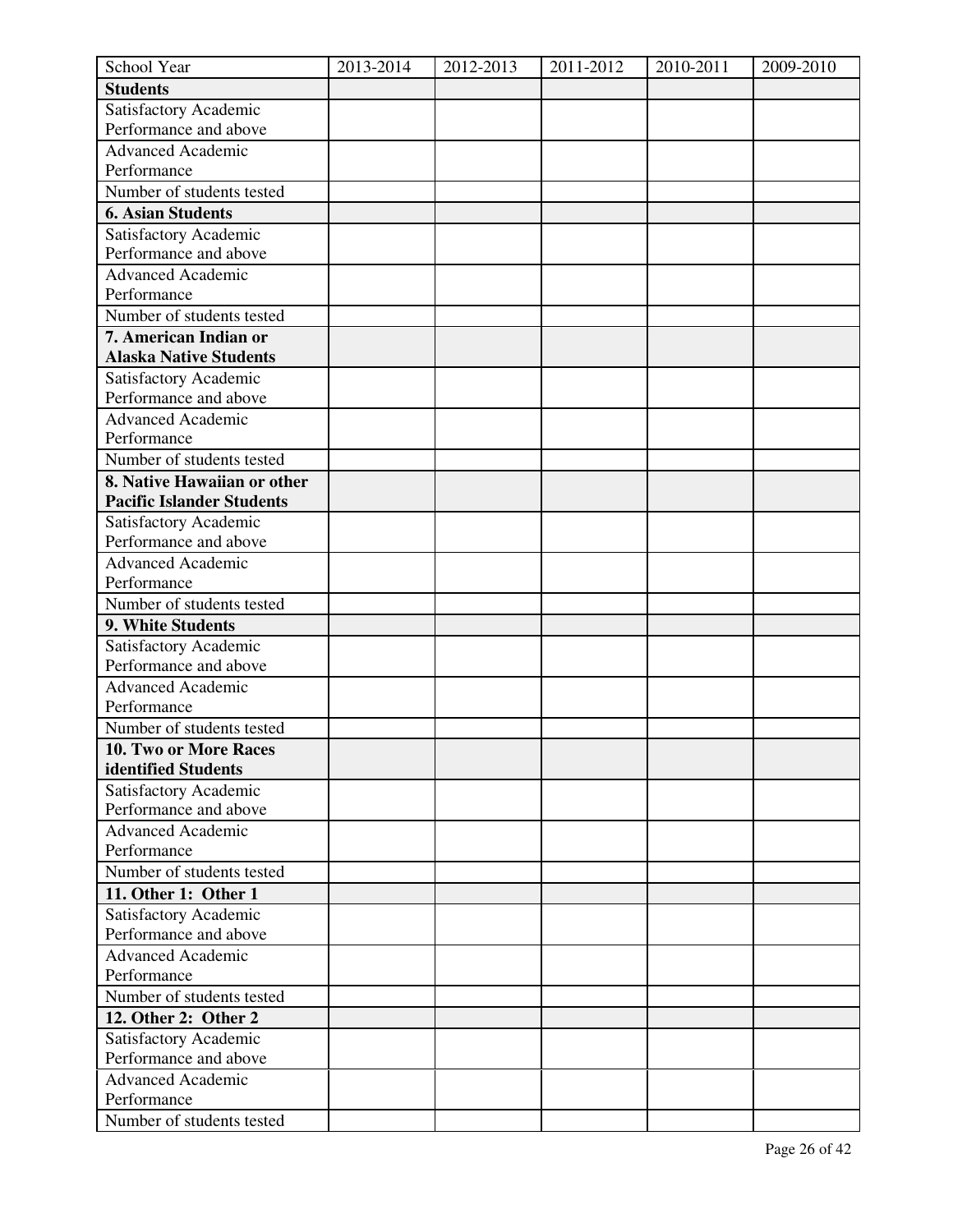| School Year | 2013-2014 | 2012-2013 | 2011-2012 | 2010-2011 | 2009-2010 |
|---|---|---|---|---|---|
| **Students** | | | | | |
| Satisfactory Academic Performance and above | | | | | |
| Advanced Academic Performance | | | | | |
| Number of students tested | | | | | |
| **6. Asian Students** | | | | | |
| Satisfactory Academic Performance and above | | | | | |
| Advanced Academic Performance | | | | | |
| Number of students tested | | | | | |
| **7. American Indian or Alaska Native Students** | | | | | |
| Satisfactory Academic Performance and above | | | | | |
| Advanced Academic Performance | | | | | |
| Number of students tested | | | | | |
| **8. Native Hawaiian or other Pacific Islander Students** | | | | | |
| Satisfactory Academic Performance and above | | | | | |
| Advanced Academic Performance | | | | | |
| Number of students tested | | | | | |
| **9. White Students** | | | | | |
| Satisfactory Academic Performance and above | | | | | |
| Advanced Academic Performance | | | | | |
| Number of students tested | | | | | |
| **10. Two or More Races identified Students** | | | | | |
| Satisfactory Academic Performance and above | | | | | |
| Advanced Academic Performance | | | | | |
| Number of students tested | | | | | |
| **11. Other 1: Other 1** | | | | | |
| Satisfactory Academic Performance and above | | | | | |
| Advanced Academic Performance | | | | | |
| Number of students tested | | | | | |
| **12. Other 2: Other 2** | | | | | |
| Satisfactory Academic Performance and above | | | | | |
| Advanced Academic Performance | | | | | |
| Number of students tested | | | | | |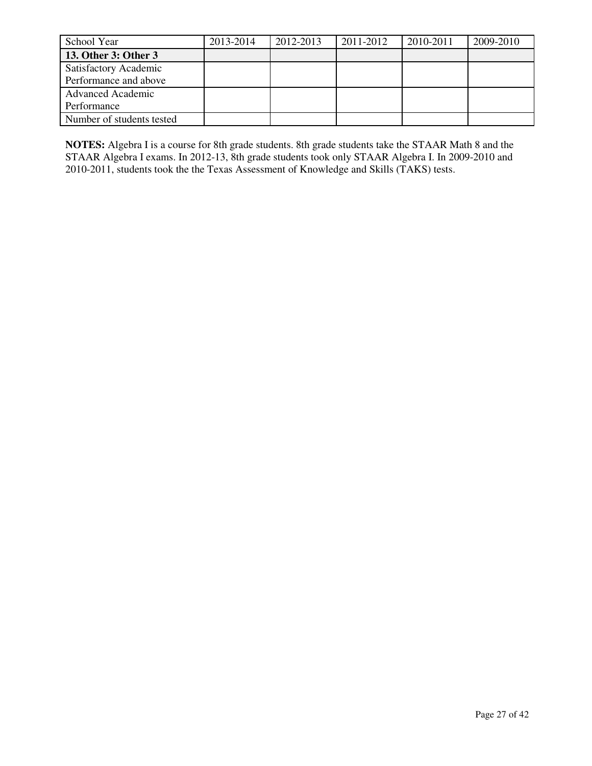| School Year | 2013-2014 | 2012-2013 | 2011-2012 | 2010-2011 | 2009-2010 |
|---|---|---|---|---|---|
| **13. Other 3: Other 3** | | | | | |
| Satisfactory Academic Performance and above | | | | | |
| Advanced Academic Performance | | | | | |
| Number of students tested | | | | | |

**NOTES:** Algebra I is a course for 8th grade students. 8th grade students take the STAAR Math 8 and the STAAR Algebra I exams. In 2012-13, 8th grade students took only STAAR Algebra I. In 2009-2010 and 2010-2011, students took the the Texas Assessment of Knowledge and Skills (TAKS) tests.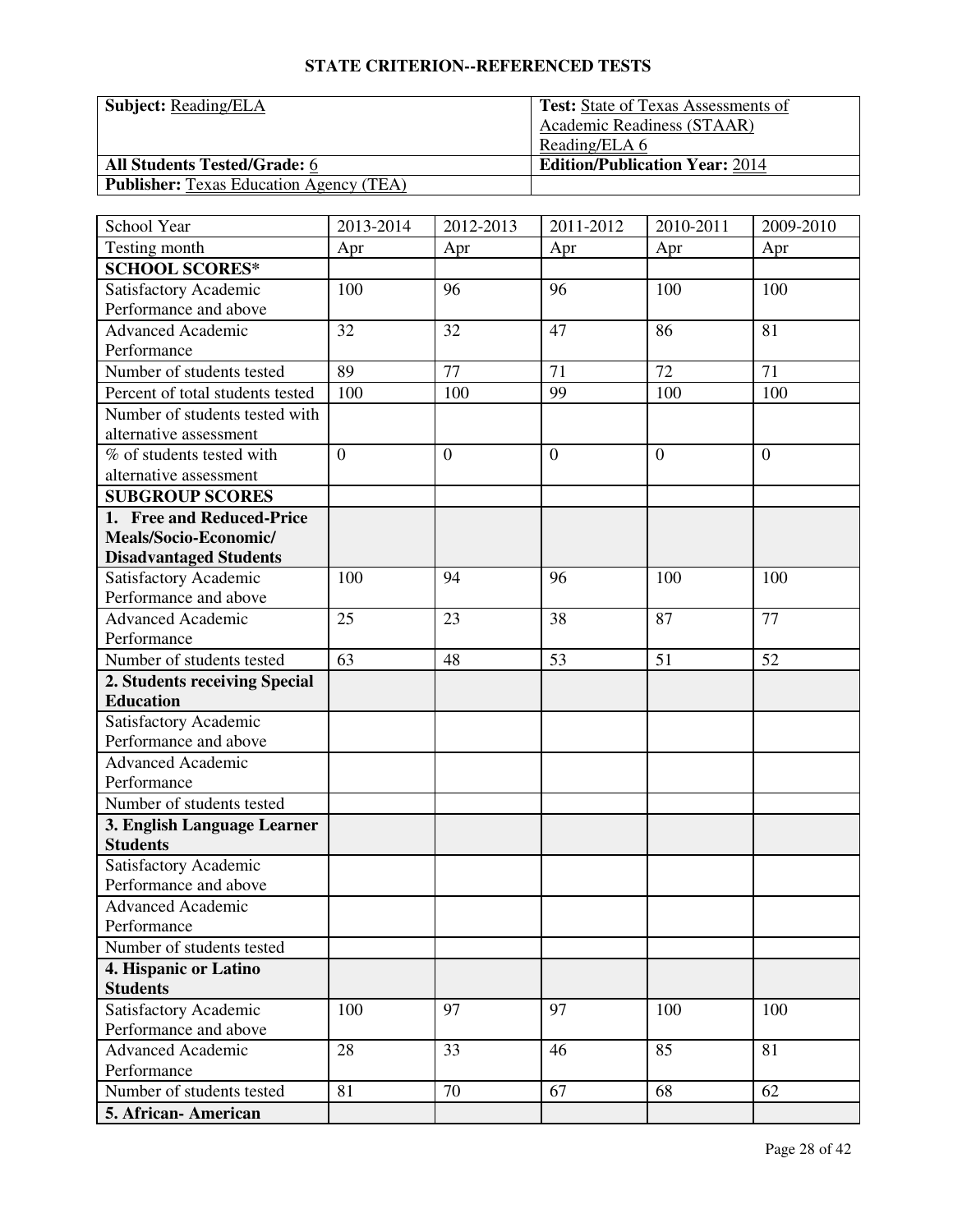## STATE CRITERION--REFERENCED TESTS

| **Subject:** Reading/ELA | **Test:** State of Texas Assessments of Academic Readiness (STAAR) Reading/ELA 6 |
|---|---|
| **All Students Tested/Grade:** 6 | **Edition/Publication Year:** 2014 |
| **Publisher:** Texas Education Agency (TEA) | |

| School Year | 2013-2014 | 2012-2013 | 2011-2012 | 2010-2011 | 2009-2010 |
|---|---|---|---|---|---|
| Testing month | Apr | Apr | Apr | Apr | Apr |
| **SCHOOL SCORES*** | | | | | |
| Satisfactory Academic Performance and above | 100 | 96 | 96 | 100 | 100 |
| Advanced Academic Performance | 32 | 32 | 47 | 86 | 81 |
| Number of students tested | 89 | 77 | 71 | 72 | 71 |
| Percent of total students tested | 100 | 100 | 99 | 100 | 100 |
| Number of students tested with alternative assessment | | | | | |
| % of students tested with alternative assessment | 0 | 0 | 0 | 0 | 0 |
| **SUBGROUP SCORES** | | | | | |
| **1. Free and Reduced-Price Meals/Socio-Economic/ Disadvantaged Students** | | | | | |
| Satisfactory Academic Performance and above | 100 | 94 | 96 | 100 | 100 |
| Advanced Academic Performance | 25 | 23 | 38 | 87 | 77 |
| Number of students tested | 63 | 48 | 53 | 51 | 52 |
| **2. Students receiving Special Education** | | | | | |
| Satisfactory Academic Performance and above | | | | | |
| Advanced Academic Performance | | | | | |
| Number of students tested | | | | | |
| **3. English Language Learner Students** | | | | | |
| Satisfactory Academic Performance and above | | | | | |
| Advanced Academic Performance | | | | | |
| Number of students tested | | | | | |
| **4. Hispanic or Latino Students** | | | | | |
| Satisfactory Academic Performance and above | 100 | 97 | 97 | 100 | 100 |
| Advanced Academic Performance | 28 | 33 | 46 | 85 | 81 |
| Number of students tested | 81 | 70 | 67 | 68 | 62 |
| **5. African- American** | | | | | |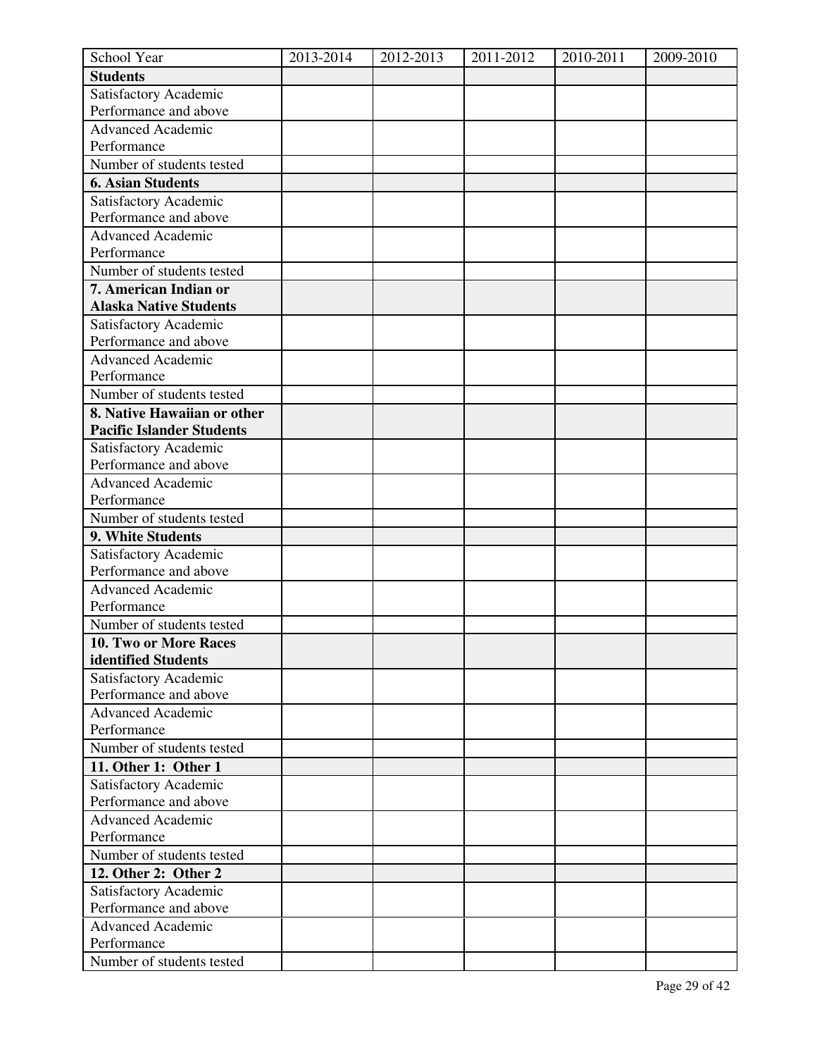| School Year | 2013-2014 | 2012-2013 | 2011-2012 | 2010-2011 | 2009-2010 |
| --- | --- | --- | --- | --- | --- |
| **Students** | | | | | |
| Satisfactory Academic Performance and above | | | | | |
| Advanced Academic Performance | | | | | |
| Number of students tested | | | | | |
| **6. Asian Students** | | | | | |
| Satisfactory Academic Performance and above | | | | | |
| Advanced Academic Performance | | | | | |
| Number of students tested | | | | | |
| **7. American Indian or Alaska Native Students** | | | | | |
| Satisfactory Academic Performance and above | | | | | |
| Advanced Academic Performance | | | | | |
| Number of students tested | | | | | |
| **8. Native Hawaiian or other Pacific Islander Students** | | | | | |
| Satisfactory Academic Performance and above | | | | | |
| Advanced Academic Performance | | | | | |
| Number of students tested | | | | | |
| **9. White Students** | | | | | |
| Satisfactory Academic Performance and above | | | | | |
| Advanced Academic Performance | | | | | |
| Number of students tested | | | | | |
| **10. Two or More Races identified Students** | | | | | |
| Satisfactory Academic Performance and above | | | | | |
| Advanced Academic Performance | | | | | |
| Number of students tested | | | | | |
| **11. Other 1: Other 1** | | | | | |
| Satisfactory Academic Performance and above | | | | | |
| Advanced Academic Performance | | | | | |
| Number of students tested | | | | | |
| **12. Other 2: Other 2** | | | | | |
| Satisfactory Academic Performance and above | | | | | |
| Advanced Academic Performance | | | | | |
| Number of students tested | | | | | |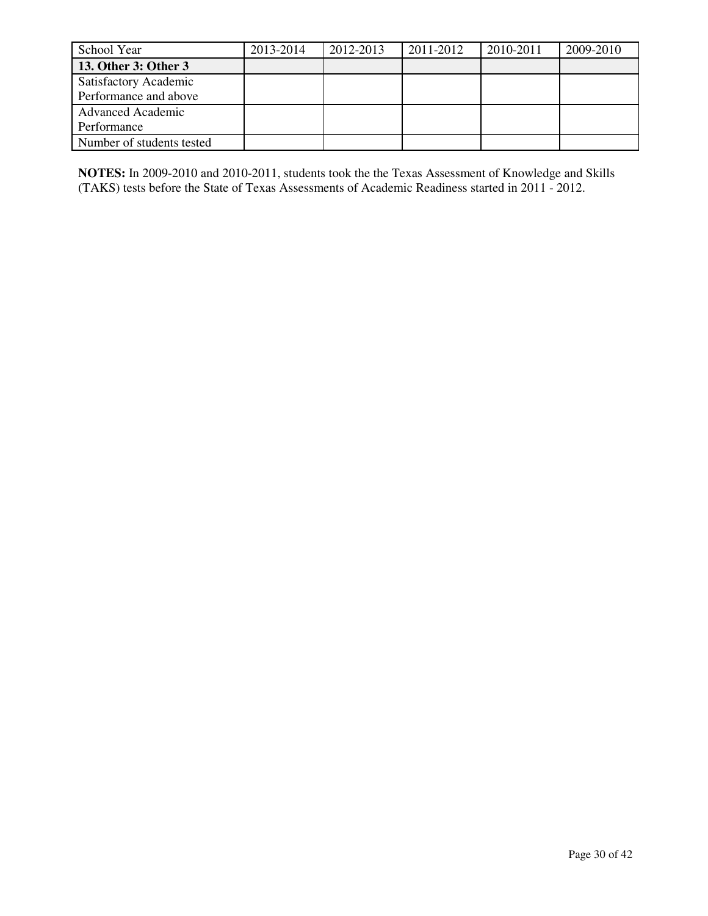| School Year | 2013-2014 | 2012-2013 | 2011-2012 | 2010-2011 | 2009-2010 |
| --- | --- | --- | --- | --- | --- |
| **13. Other 3: Other 3** | | | | | |
| Satisfactory Academic Performance and above | | | | | |
| Advanced Academic Performance | | | | | |
| Number of students tested | | | | | |

**NOTES:** In 2009-2010 and 2010-2011, students took the the Texas Assessment of Knowledge and Skills (TAKS) tests before the State of Texas Assessments of Academic Readiness started in 2011 - 2012.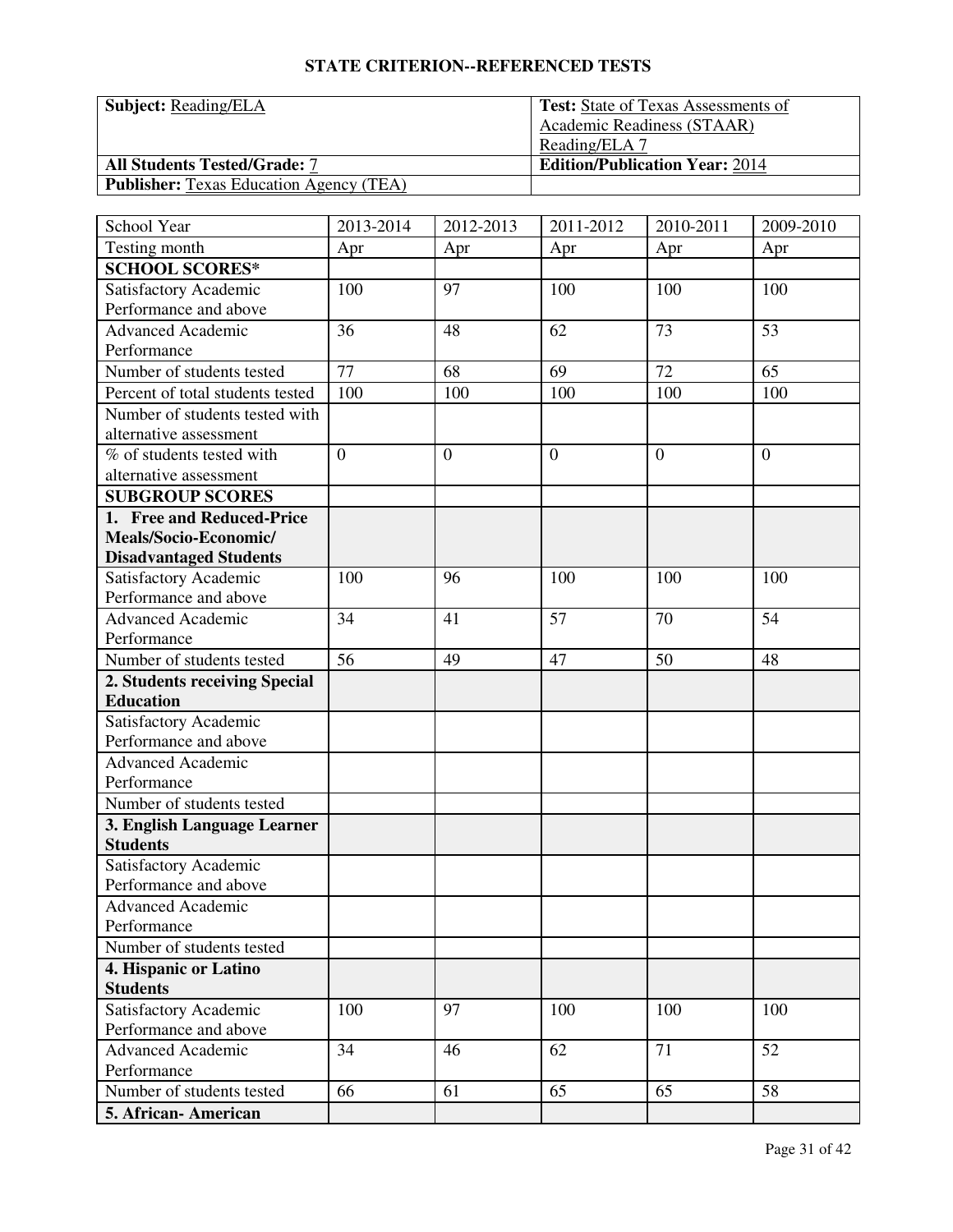## STATE CRITERION--REFERENCED TESTS

| **Subject:** Reading/ELA | **Test:** State of Texas Assessments of Academic Readiness (STAAR) Reading/ELA 7 |
|---|---|
| **All Students Tested/Grade:** 7 | **Edition/Publication Year:** 2014 |
| **Publisher:** Texas Education Agency (TEA) | |

| School Year | 2013-2014 | 2012-2013 | 2011-2012 | 2010-2011 | 2009-2010 |
|---|---|---|---|---|---|
| Testing month | Apr | Apr | Apr | Apr | Apr |
| **SCHOOL SCORES*** | | | | | |
| Satisfactory Academic Performance and above | 100 | 97 | 100 | 100 | 100 |
| Advanced Academic Performance | 36 | 48 | 62 | 73 | 53 |
| Number of students tested | 77 | 68 | 69 | 72 | 65 |
| Percent of total students tested | 100 | 100 | 100 | 100 | 100 |
| Number of students tested with alternative assessment | | | | | |
| % of students tested with alternative assessment | 0 | 0 | 0 | 0 | 0 |
| **SUBGROUP SCORES** | | | | | |
| **1. Free and Reduced-Price Meals/Socio-Economic/ Disadvantaged Students** | | | | | |
| Satisfactory Academic Performance and above | 100 | 96 | 100 | 100 | 100 |
| Advanced Academic Performance | 34 | 41 | 57 | 70 | 54 |
| Number of students tested | 56 | 49 | 47 | 50 | 48 |
| **2. Students receiving Special Education** | | | | | |
| Satisfactory Academic Performance and above | | | | | |
| Advanced Academic Performance | | | | | |
| Number of students tested | | | | | |
| **3. English Language Learner Students** | | | | | |
| Satisfactory Academic Performance and above | | | | | |
| Advanced Academic Performance | | | | | |
| Number of students tested | | | | | |
| **4. Hispanic or Latino Students** | | | | | |
| Satisfactory Academic Performance and above | 100 | 97 | 100 | 100 | 100 |
| Advanced Academic Performance | 34 | 46 | 62 | 71 | 52 |
| Number of students tested | 66 | 61 | 65 | 65 | 58 |
| **5. African- American** | | | | | |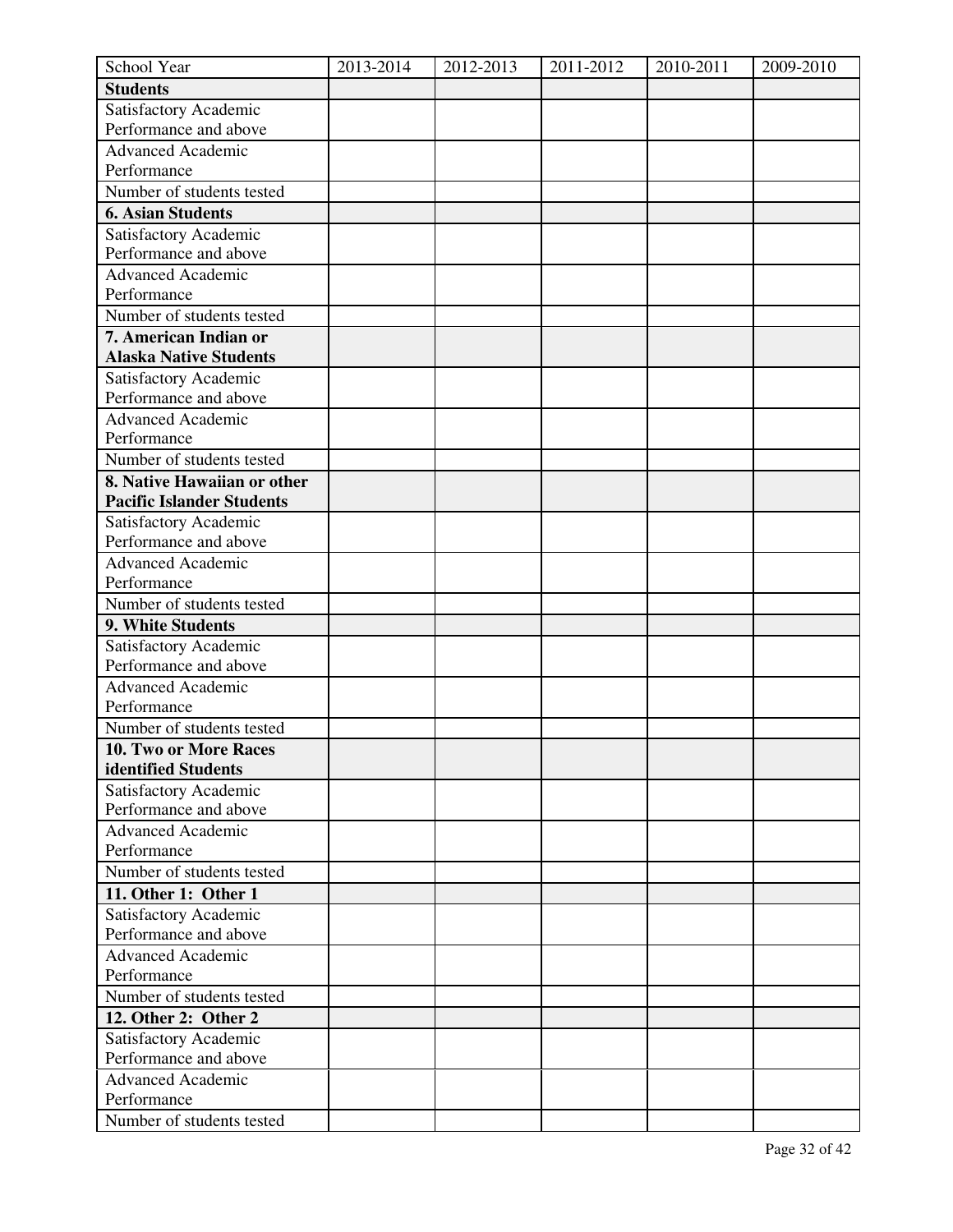| School Year | 2013-2014 | 2012-2013 | 2011-2012 | 2010-2011 | 2009-2010 |
|---|---|---|---|---|---|
| **Students** | | | | | |
| Satisfactory Academic Performance and above | | | | | |
| Advanced Academic Performance | | | | | |
| Number of students tested | | | | | |
| **6. Asian Students** | | | | | |
| Satisfactory Academic Performance and above | | | | | |
| Advanced Academic Performance | | | | | |
| Number of students tested | | | | | |
| **7. American Indian or Alaska Native Students** | | | | | |
| Satisfactory Academic Performance and above | | | | | |
| Advanced Academic Performance | | | | | |
| Number of students tested | | | | | |
| **8. Native Hawaiian or other Pacific Islander Students** | | | | | |
| Satisfactory Academic Performance and above | | | | | |
| Advanced Academic Performance | | | | | |
| Number of students tested | | | | | |
| **9. White Students** | | | | | |
| Satisfactory Academic Performance and above | | | | | |
| Advanced Academic Performance | | | | | |
| Number of students tested | | | | | |
| **10. Two or More Races identified Students** | | | | | |
| Satisfactory Academic Performance and above | | | | | |
| Advanced Academic Performance | | | | | |
| Number of students tested | | | | | |
| **11. Other 1: Other 1** | | | | | |
| Satisfactory Academic Performance and above | | | | | |
| Advanced Academic Performance | | | | | |
| Number of students tested | | | | | |
| **12. Other 2: Other 2** | | | | | |
| Satisfactory Academic Performance and above | | | | | |
| Advanced Academic Performance | | | | | |
| Number of students tested | | | | | |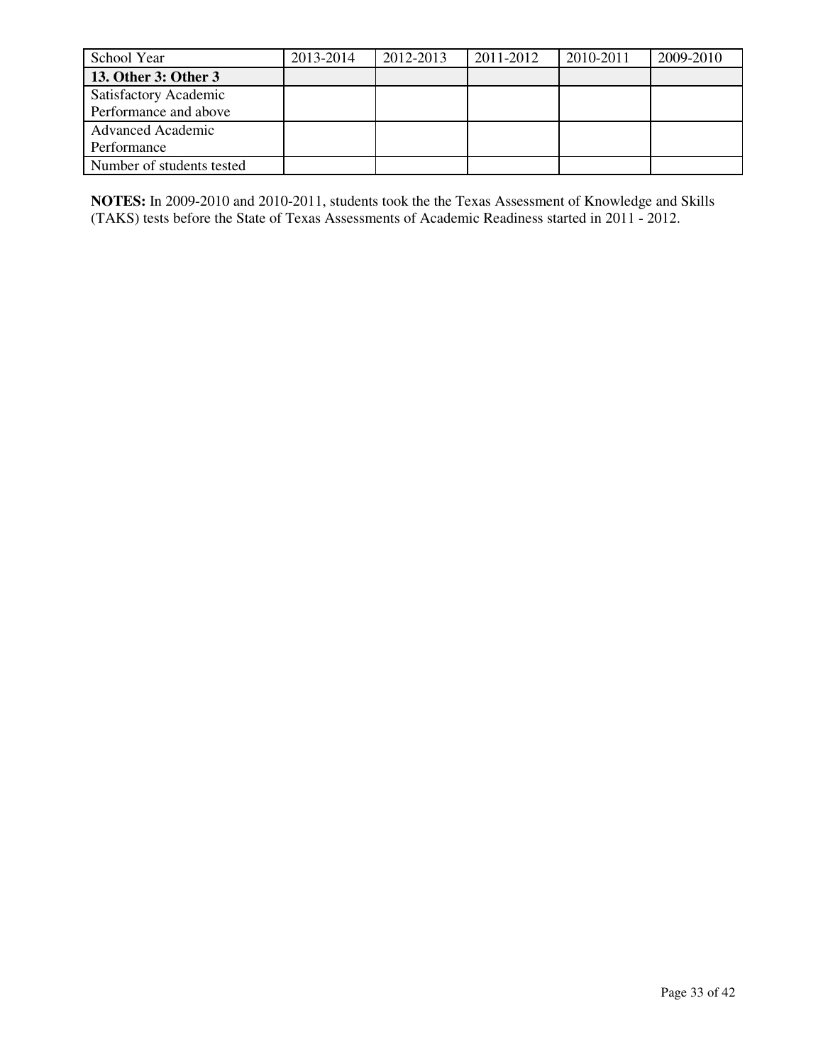| School Year | 2013-2014 | 2012-2013 | 2011-2012 | 2010-2011 | 2009-2010 |
| --- | --- | --- | --- | --- | --- |
| **13. Other 3: Other 3** | | | | | |
| Satisfactory Academic Performance and above | | | | | |
| Advanced Academic Performance | | | | | |
| Number of students tested | | | | | |

**NOTES:** In 2009-2010 and 2010-2011, students took the the Texas Assessment of Knowledge and Skills (TAKS) tests before the State of Texas Assessments of Academic Readiness started in 2011 - 2012.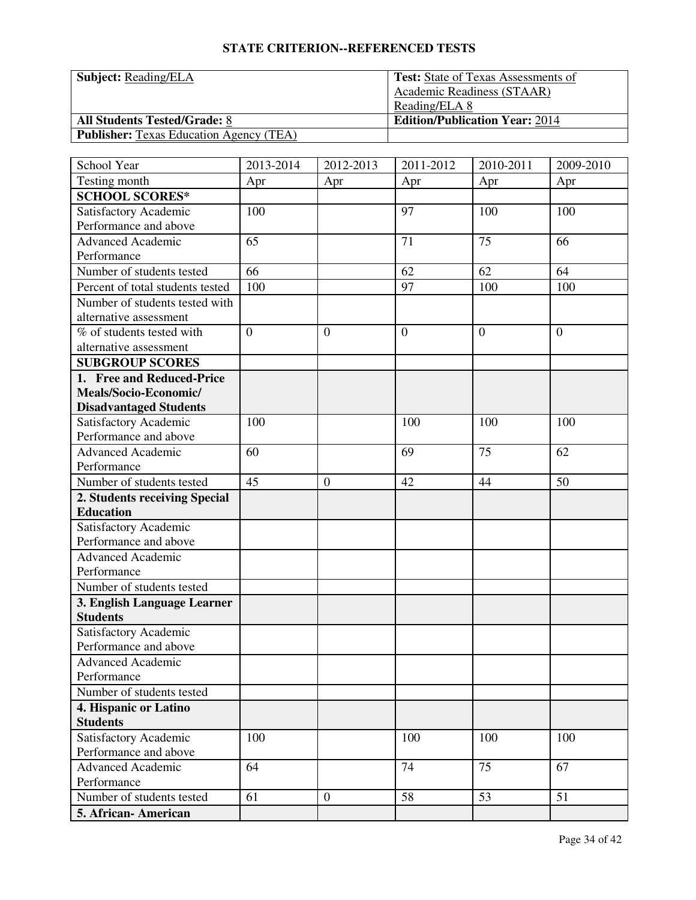## STATE CRITERION--REFERENCED TESTS

| **Subject:** Reading/ELA | **Test:** State of Texas Assessments of Academic Readiness (STAAR) Reading/ELA 8 |
|---|---|
| **All Students Tested/Grade:** 8 | **Edition/Publication Year:** 2014 |
| **Publisher:** Texas Education Agency (TEA) | |

| School Year | 2013-2014 | 2012-2013 | 2011-2012 | 2010-2011 | 2009-2010 |
|---|---|---|---|---|---|
| Testing month | Apr | Apr | Apr | Apr | Apr |
| **SCHOOL SCORES*** | | | | | |
| Satisfactory Academic Performance and above | 100 | | 97 | 100 | 100 |
| Advanced Academic Performance | 65 | | 71 | 75 | 66 |
| Number of students tested | 66 | | 62 | 62 | 64 |
| Percent of total students tested | 100 | | 97 | 100 | 100 |
| Number of students tested with alternative assessment | | | | | |
| % of students tested with alternative assessment | 0 | 0 | 0 | 0 | 0 |
| **SUBGROUP SCORES** | | | | | |
| **1. Free and Reduced-Price Meals/Socio-Economic/ Disadvantaged Students** | | | | | |
| Satisfactory Academic Performance and above | 100 | | 100 | 100 | 100 |
| Advanced Academic Performance | 60 | | 69 | 75 | 62 |
| Number of students tested | 45 | 0 | 42 | 44 | 50 |
| **2. Students receiving Special Education** | | | | | |
| Satisfactory Academic Performance and above | | | | | |
| Advanced Academic Performance | | | | | |
| Number of students tested | | | | | |
| **3. English Language Learner Students** | | | | | |
| Satisfactory Academic Performance and above | | | | | |
| Advanced Academic Performance | | | | | |
| Number of students tested | | | | | |
| **4. Hispanic or Latino Students** | | | | | |
| Satisfactory Academic Performance and above | 100 | | 100 | 100 | 100 |
| Advanced Academic Performance | 64 | | 74 | 75 | 67 |
| Number of students tested | 61 | 0 | 58 | 53 | 51 |
| **5. African- American** | | | | | |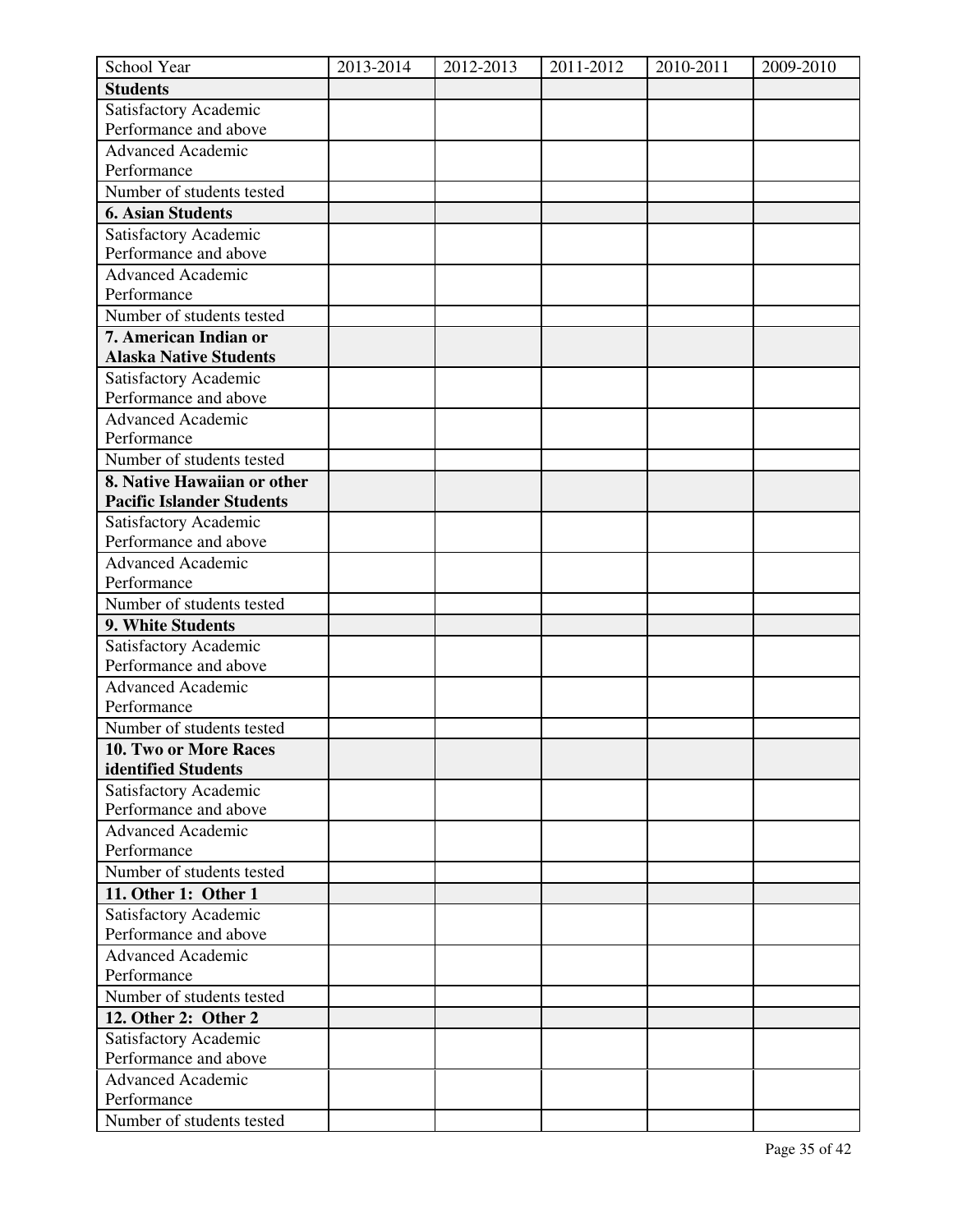| School Year | 2013-2014 | 2012-2013 | 2011-2012 | 2010-2011 | 2009-2010 |
|---|---|---|---|---|---|
| **Students** | | | | | |
| Satisfactory Academic Performance and above | | | | | |
| Advanced Academic Performance | | | | | |
| Number of students tested | | | | | |
| **6. Asian Students** | | | | | |
| Satisfactory Academic Performance and above | | | | | |
| Advanced Academic Performance | | | | | |
| Number of students tested | | | | | |
| **7. American Indian or Alaska Native Students** | | | | | |
| Satisfactory Academic Performance and above | | | | | |
| Advanced Academic Performance | | | | | |
| Number of students tested | | | | | |
| **8. Native Hawaiian or other Pacific Islander Students** | | | | | |
| Satisfactory Academic Performance and above | | | | | |
| Advanced Academic Performance | | | | | |
| Number of students tested | | | | | |
| **9. White Students** | | | | | |
| Satisfactory Academic Performance and above | | | | | |
| Advanced Academic Performance | | | | | |
| Number of students tested | | | | | |
| **10. Two or More Races identified Students** | | | | | |
| Satisfactory Academic Performance and above | | | | | |
| Advanced Academic Performance | | | | | |
| Number of students tested | | | | | |
| **11. Other 1: Other 1** | | | | | |
| Satisfactory Academic Performance and above | | | | | |
| Advanced Academic Performance | | | | | |
| Number of students tested | | | | | |
| **12. Other 2: Other 2** | | | | | |
| Satisfactory Academic Performance and above | | | | | |
| Advanced Academic Performance | | | | | |
| Number of students tested | | | | | |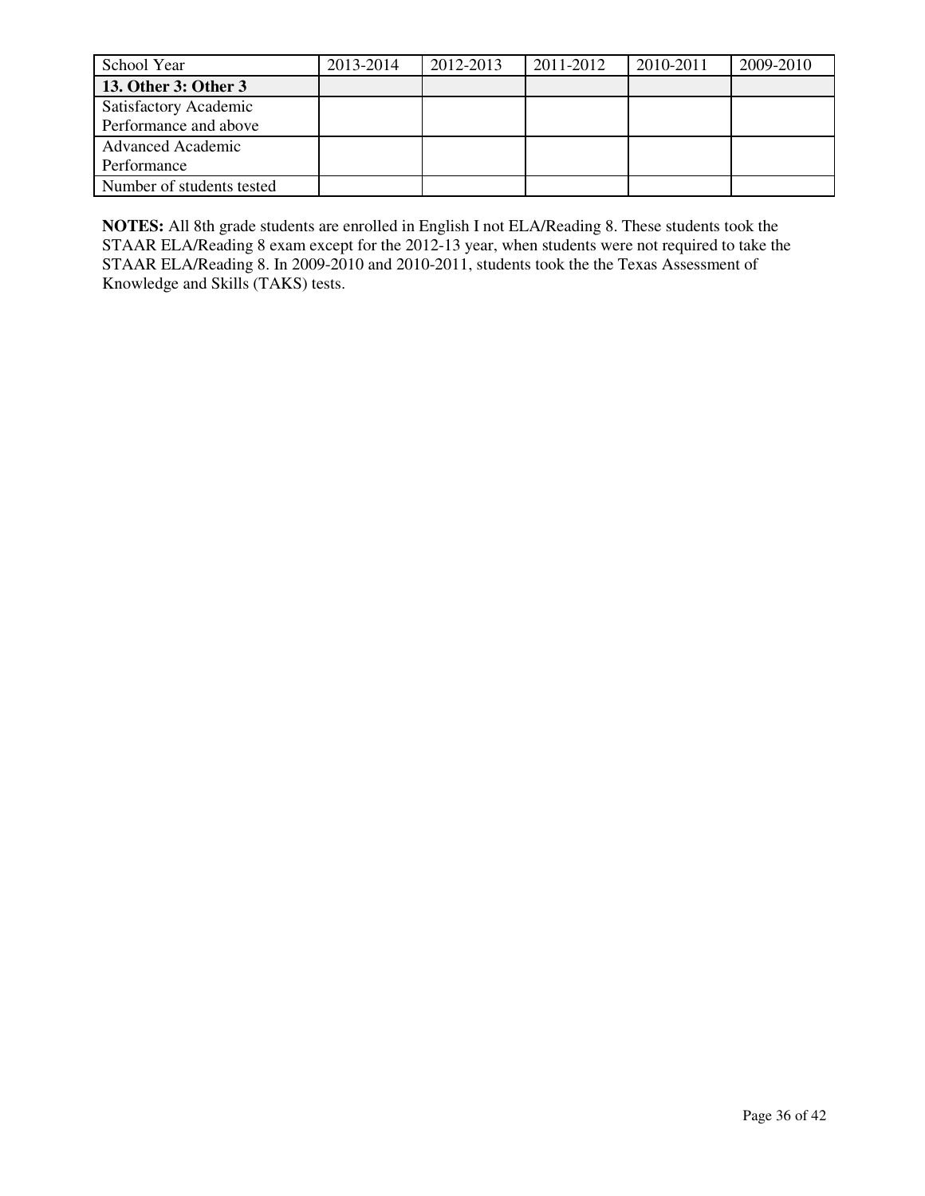| School Year | 2013-2014 | 2012-2013 | 2011-2012 | 2010-2011 | 2009-2010 |
|---|---|---|---|---|---|
| **13. Other 3: Other 3** | | | | | |
| Satisfactory Academic Performance and above | | | | | |
| Advanced Academic Performance | | | | | |
| Number of students tested | | | | | |

**NOTES:** All 8th grade students are enrolled in English I not ELA/Reading 8. These students took the STAAR ELA/Reading 8 exam except for the 2012-13 year, when students were not required to take the STAAR ELA/Reading 8. In 2009-2010 and 2010-2011, students took the the Texas Assessment of Knowledge and Skills (TAKS) tests.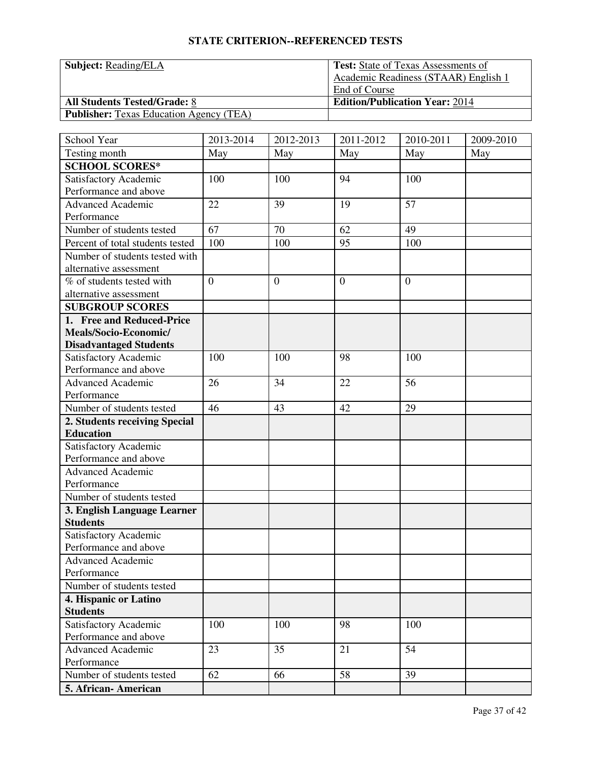## STATE CRITERION--REFERENCED TESTS

| **Subject:** Reading/ELA | **Test:** State of Texas Assessments of Academic Readiness (STAAR) English 1 End of Course |
|---|---|
| **All Students Tested/Grade:** 8 | **Edition/Publication Year:** 2014 |
| **Publisher:** Texas Education Agency (TEA) | |

| School Year | 2013-2014 | 2012-2013 | 2011-2012 | 2010-2011 | 2009-2010 |
|---|---|---|---|---|---|
| Testing month | May | May | May | May | May |
| **SCHOOL SCORES*** | | | | | |
| Satisfactory Academic Performance and above | 100 | 100 | 94 | 100 | |
| Advanced Academic Performance | 22 | 39 | 19 | 57 | |
| Number of students tested | 67 | 70 | 62 | 49 | |
| Percent of total students tested | 100 | 100 | 95 | 100 | |
| Number of students tested with alternative assessment | | | | | |
| % of students tested with alternative assessment | 0 | 0 | 0 | 0 | |
| **SUBGROUP SCORES** | | | | | |
| **1. Free and Reduced-Price Meals/Socio-Economic/ Disadvantaged Students** | | | | | |
| Satisfactory Academic Performance and above | 100 | 100 | 98 | 100 | |
| Advanced Academic Performance | 26 | 34 | 22 | 56 | |
| Number of students tested | 46 | 43 | 42 | 29 | |
| **2. Students receiving Special Education** | | | | | |
| Satisfactory Academic Performance and above | | | | | |
| Advanced Academic Performance | | | | | |
| Number of students tested | | | | | |
| **3. English Language Learner Students** | | | | | |
| Satisfactory Academic Performance and above | | | | | |
| Advanced Academic Performance | | | | | |
| Number of students tested | | | | | |
| **4. Hispanic or Latino Students** | | | | | |
| Satisfactory Academic Performance and above | 100 | 100 | 98 | 100 | |
| Advanced Academic Performance | 23 | 35 | 21 | 54 | |
| Number of students tested | 62 | 66 | 58 | 39 | |
| **5. African- American** | | | | | |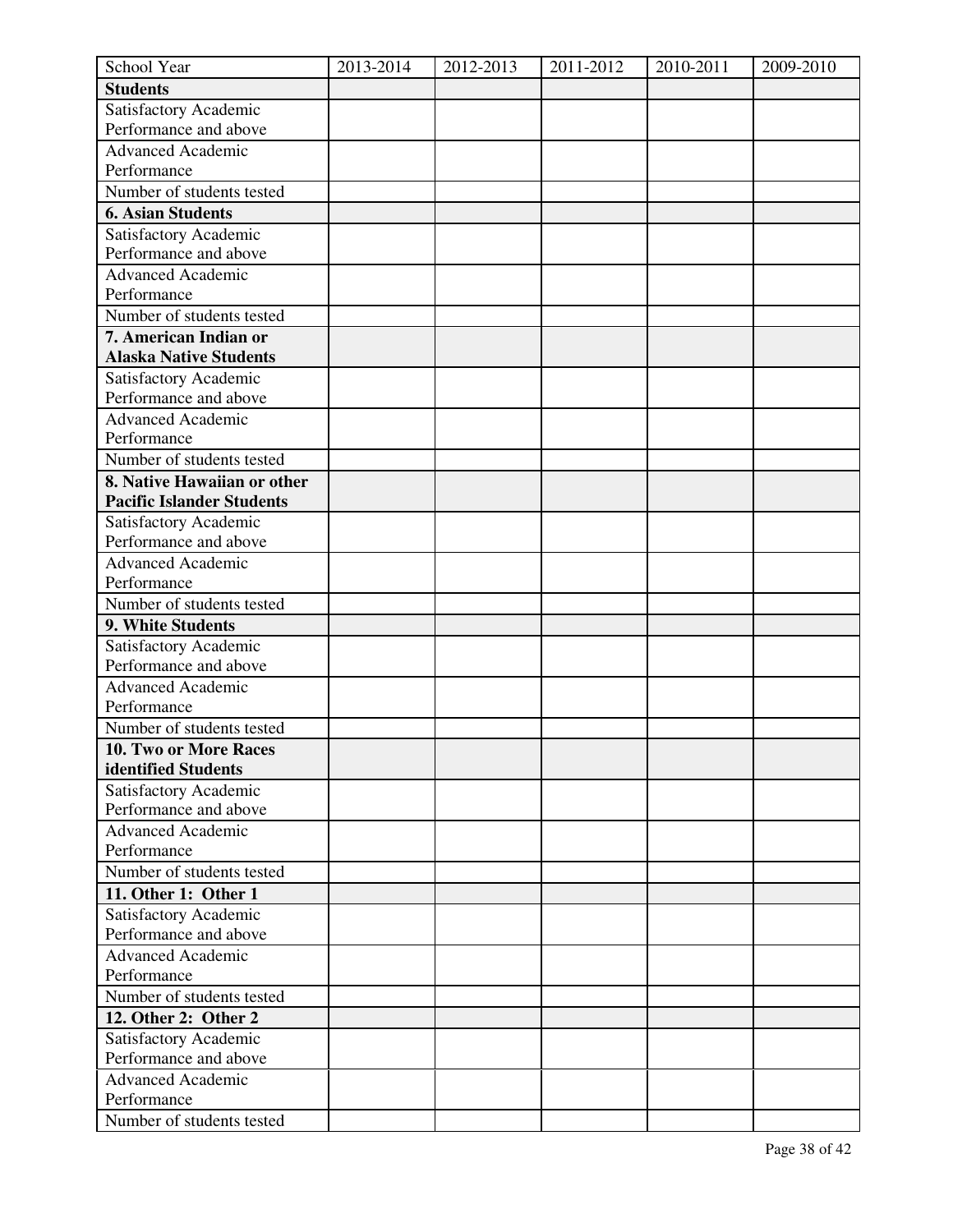| School Year | 2013-2014 | 2012-2013 | 2011-2012 | 2010-2011 | 2009-2010 |
| --- | --- | --- | --- | --- | --- |
| **Students** | | | | | |
| Satisfactory Academic Performance and above | | | | | |
| Advanced Academic Performance | | | | | |
| Number of students tested | | | | | |
| **6. Asian Students** | | | | | |
| Satisfactory Academic Performance and above | | | | | |
| Advanced Academic Performance | | | | | |
| Number of students tested | | | | | |
| **7. American Indian or Alaska Native Students** | | | | | |
| Satisfactory Academic Performance and above | | | | | |
| Advanced Academic Performance | | | | | |
| Number of students tested | | | | | |
| **8. Native Hawaiian or other Pacific Islander Students** | | | | | |
| Satisfactory Academic Performance and above | | | | | |
| Advanced Academic Performance | | | | | |
| Number of students tested | | | | | |
| **9. White Students** | | | | | |
| Satisfactory Academic Performance and above | | | | | |
| Advanced Academic Performance | | | | | |
| Number of students tested | | | | | |
| **10. Two or More Races identified Students** | | | | | |
| Satisfactory Academic Performance and above | | | | | |
| Advanced Academic Performance | | | | | |
| Number of students tested | | | | | |
| **11. Other 1: Other 1** | | | | | |
| Satisfactory Academic Performance and above | | | | | |
| Advanced Academic Performance | | | | | |
| Number of students tested | | | | | |
| **12. Other 2: Other 2** | | | | | |
| Satisfactory Academic Performance and above | | | | | |
| Advanced Academic Performance | | | | | |
| Number of students tested | | | | | |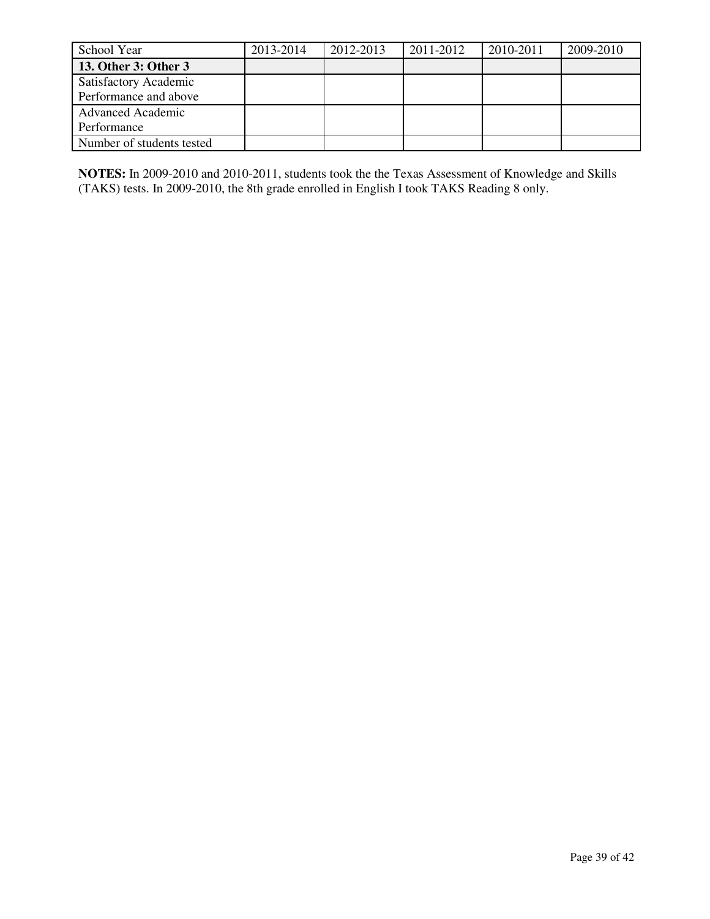| School Year | 2013-2014 | 2012-2013 | 2011-2012 | 2010-2011 | 2009-2010 |
|---|---|---|---|---|---|
| **13. Other 3: Other 3** | | | | | |
| Satisfactory Academic Performance and above | | | | | |
| Advanced Academic Performance | | | | | |
| Number of students tested | | | | | |

**NOTES:** In 2009-2010 and 2010-2011, students took the the Texas Assessment of Knowledge and Skills (TAKS) tests. In 2009-2010, the 8th grade enrolled in English I took TAKS Reading 8 only.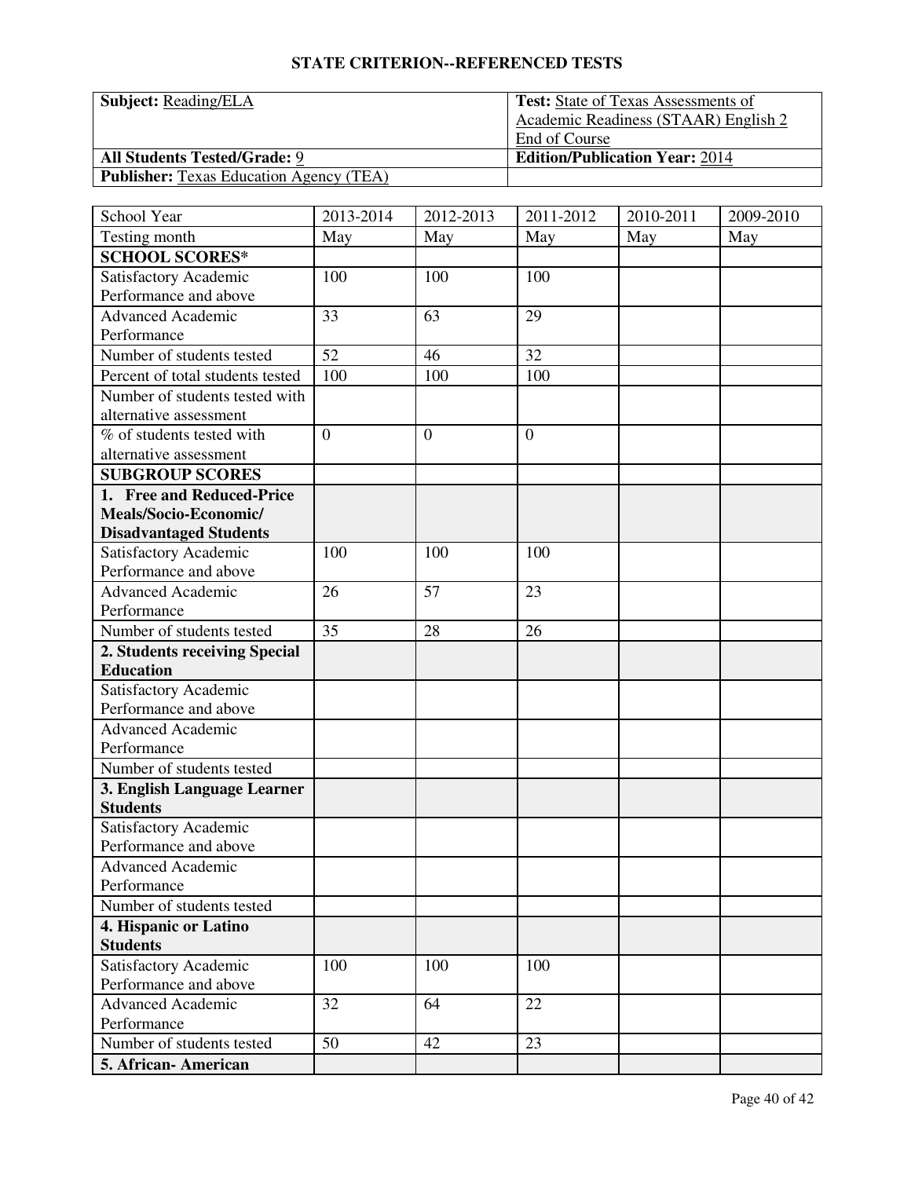## STATE CRITERION--REFERENCED TESTS

| **Subject:** Reading/ELA | **Test:** State of Texas Assessments of Academic Readiness (STAAR) English 2 End of Course |
|---|---|
| **All Students Tested/Grade:** 9 | **Edition/Publication Year:** 2014 |
| **Publisher:** Texas Education Agency (TEA) | |

| School Year | 2013-2014 | 2012-2013 | 2011-2012 | 2010-2011 | 2009-2010 |
|---|---|---|---|---|---|
| Testing month | May | May | May | May | May |
| **SCHOOL SCORES*** | | | | | |
| Satisfactory Academic Performance and above | 100 | 100 | 100 | | |
| Advanced Academic Performance | 33 | 63 | 29 | | |
| Number of students tested | 52 | 46 | 32 | | |
| Percent of total students tested | 100 | 100 | 100 | | |
| Number of students tested with alternative assessment | | | | | |
| % of students tested with alternative assessment | 0 | 0 | 0 | | |
| **SUBGROUP SCORES** | | | | | |
| **1. Free and Reduced-Price Meals/Socio-Economic/ Disadvantaged Students** | | | | | |
| Satisfactory Academic Performance and above | 100 | 100 | 100 | | |
| Advanced Academic Performance | 26 | 57 | 23 | | |
| Number of students tested | 35 | 28 | 26 | | |
| **2. Students receiving Special Education** | | | | | |
| Satisfactory Academic Performance and above | | | | | |
| Advanced Academic Performance | | | | | |
| Number of students tested | | | | | |
| **3. English Language Learner Students** | | | | | |
| Satisfactory Academic Performance and above | | | | | |
| Advanced Academic Performance | | | | | |
| Number of students tested | | | | | |
| **4. Hispanic or Latino Students** | | | | | |
| Satisfactory Academic Performance and above | 100 | 100 | 100 | | |
| Advanced Academic Performance | 32 | 64 | 22 | | |
| Number of students tested | 50 | 42 | 23 | | |
| **5. African- American** | | | | | |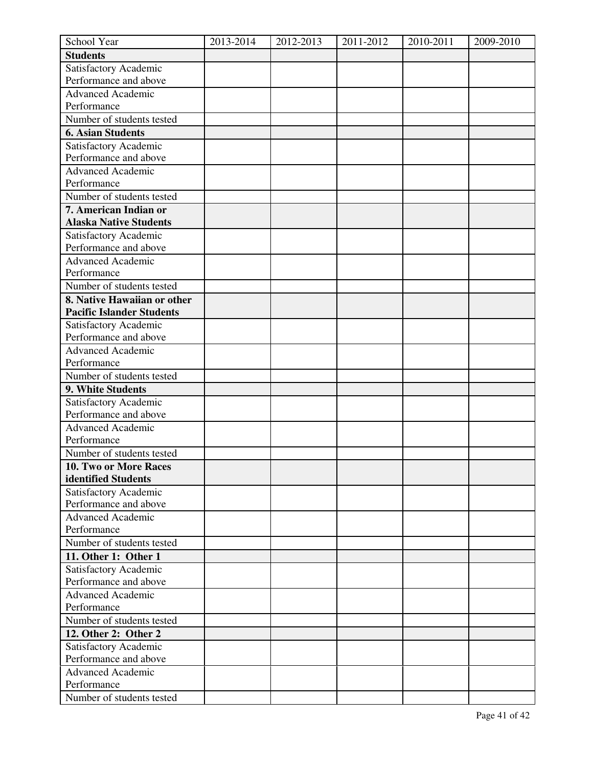| School Year | 2013-2014 | 2012-2013 | 2011-2012 | 2010-2011 | 2009-2010 |
|---|---|---|---|---|---|
| **Students** | | | | | |
| Satisfactory Academic Performance and above | | | | | |
| Advanced Academic Performance | | | | | |
| Number of students tested | | | | | |
| **6. Asian Students** | | | | | |
| Satisfactory Academic Performance and above | | | | | |
| Advanced Academic Performance | | | | | |
| Number of students tested | | | | | |
| **7. American Indian or Alaska Native Students** | | | | | |
| Satisfactory Academic Performance and above | | | | | |
| Advanced Academic Performance | | | | | |
| Number of students tested | | | | | |
| **8. Native Hawaiian or other Pacific Islander Students** | | | | | |
| Satisfactory Academic Performance and above | | | | | |
| Advanced Academic Performance | | | | | |
| Number of students tested | | | | | |
| **9. White Students** | | | | | |
| Satisfactory Academic Performance and above | | | | | |
| Advanced Academic Performance | | | | | |
| Number of students tested | | | | | |
| **10. Two or More Races identified Students** | | | | | |
| Satisfactory Academic Performance and above | | | | | |
| Advanced Academic Performance | | | | | |
| Number of students tested | | | | | |
| **11. Other 1: Other 1** | | | | | |
| Satisfactory Academic Performance and above | | | | | |
| Advanced Academic Performance | | | | | |
| Number of students tested | | | | | |
| **12. Other 2: Other 2** | | | | | |
| Satisfactory Academic Performance and above | | | | | |
| Advanced Academic Performance | | | | | |
| Number of students tested | | | | | |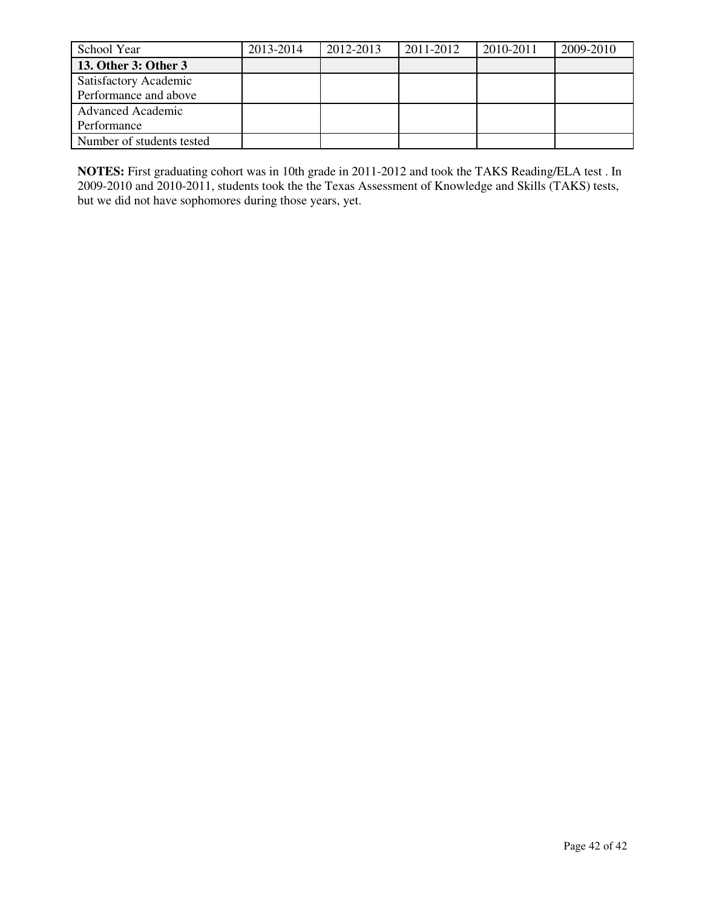| School Year | 2013-2014 | 2012-2013 | 2011-2012 | 2010-2011 | 2009-2010 |
|---|---|---|---|---|---|
| **13. Other 3: Other 3** | | | | | |
| Satisfactory Academic Performance and above | | | | | |
| Advanced Academic Performance | | | | | |
| Number of students tested | | | | | |

**NOTES:** First graduating cohort was in 10th grade in 2011-2012 and took the TAKS Reading/ELA test . In 2009-2010 and 2010-2011, students took the the Texas Assessment of Knowledge and Skills (TAKS) tests, but we did not have sophomores during those years, yet.